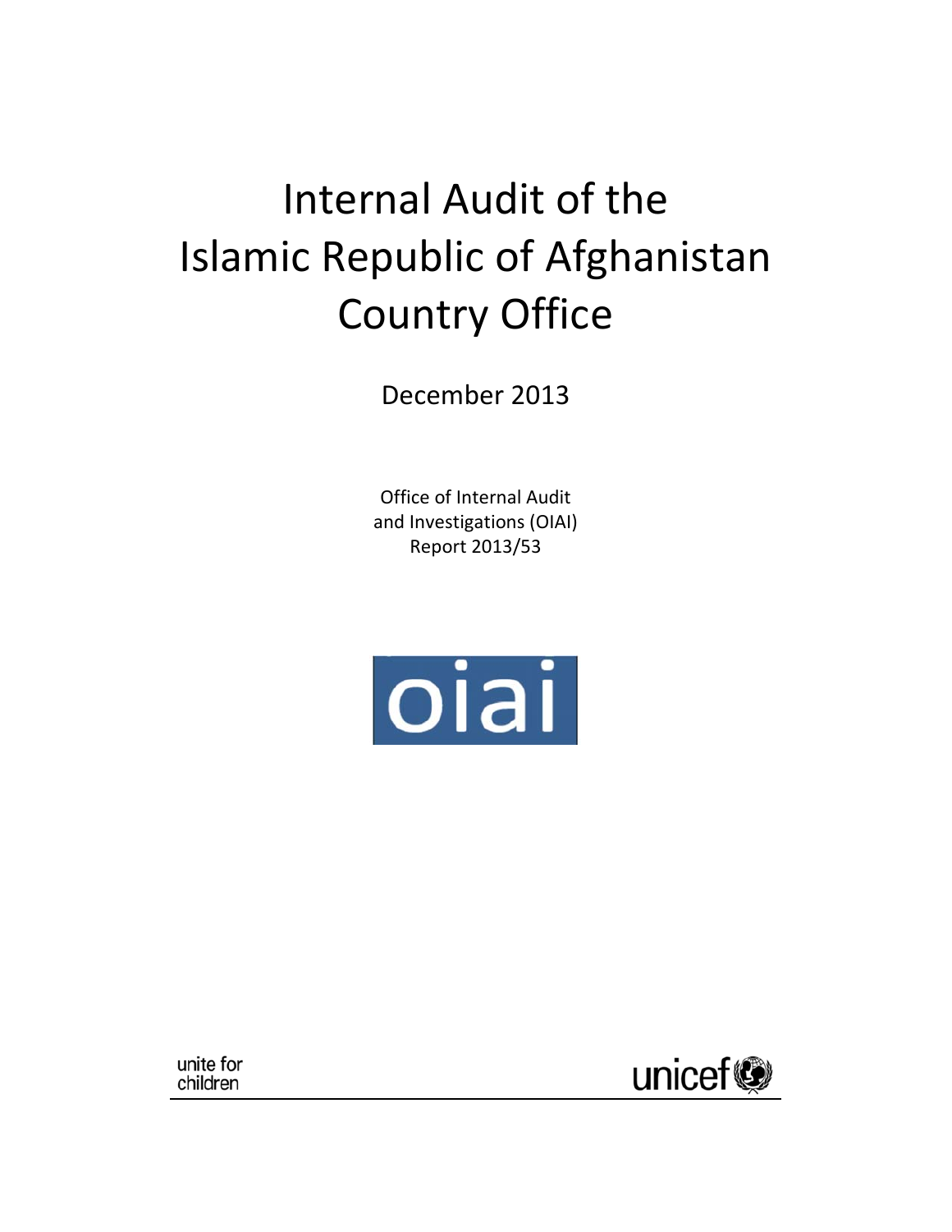# Internal Audit of the Islamic Republic of Afghanistan Country Office

December 2013

Office of Internal Audit and Investigations (OIAI)
Report 2013/53

oiai

unite for children

unicef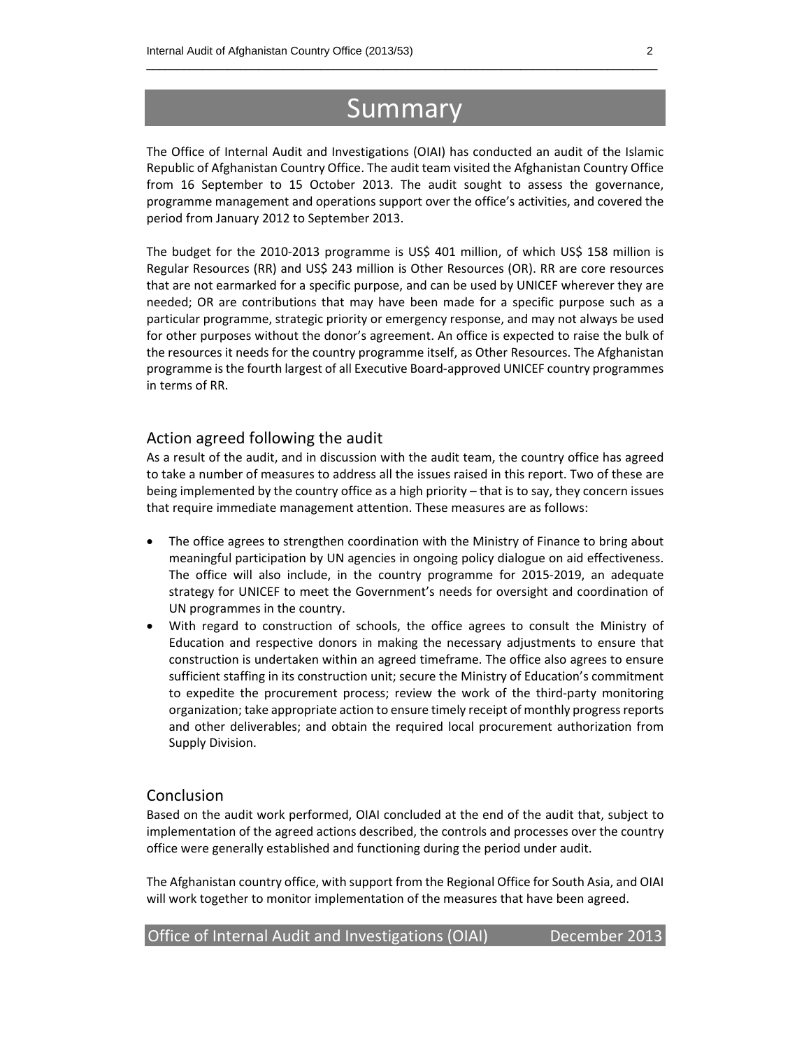# Summary

The Office of Internal Audit and Investigations (OIAI) has conducted an audit of the Islamic Republic of Afghanistan Country Office. The audit team visited the Afghanistan Country Office from 16 September to 15 October 2013. The audit sought to assess the governance, programme management and operations support over the office's activities, and covered the period from January 2012 to September 2013.

The budget for the 2010-2013 programme is US$ 401 million, of which US$ 158 million is Regular Resources (RR) and US$ 243 million is Other Resources (OR). RR are core resources that are not earmarked for a specific purpose, and can be used by UNICEF wherever they are needed; OR are contributions that may have been made for a specific purpose such as a particular programme, strategic priority or emergency response, and may not always be used for other purposes without the donor's agreement. An office is expected to raise the bulk of the resources it needs for the country programme itself, as Other Resources. The Afghanistan programme is the fourth largest of all Executive Board-approved UNICEF country programmes in terms of RR.

## Action agreed following the audit

As a result of the audit, and in discussion with the audit team, the country office has agreed to take a number of measures to address all the issues raised in this report. Two of these are being implemented by the country office as a high priority – that is to say, they concern issues that require immediate management attention. These measures are as follows:

- The office agrees to strengthen coordination with the Ministry of Finance to bring about meaningful participation by UN agencies in ongoing policy dialogue on aid effectiveness. The office will also include, in the country programme for 2015-2019, an adequate strategy for UNICEF to meet the Government's needs for oversight and coordination of UN programmes in the country.
- With regard to construction of schools, the office agrees to consult the Ministry of Education and respective donors in making the necessary adjustments to ensure that construction is undertaken within an agreed timeframe. The office also agrees to ensure sufficient staffing in its construction unit; secure the Ministry of Education's commitment to expedite the procurement process; review the work of the third-party monitoring organization; take appropriate action to ensure timely receipt of monthly progress reports and other deliverables; and obtain the required local procurement authorization from Supply Division.

## Conclusion

Based on the audit work performed, OIAI concluded at the end of the audit that, subject to implementation of the agreed actions described, the controls and processes over the country office were generally established and functioning during the period under audit.

The Afghanistan country office, with support from the Regional Office for South Asia, and OIAI will work together to monitor implementation of the measures that have been agreed.

Office of Internal Audit and Investigations (OIAI) December 2013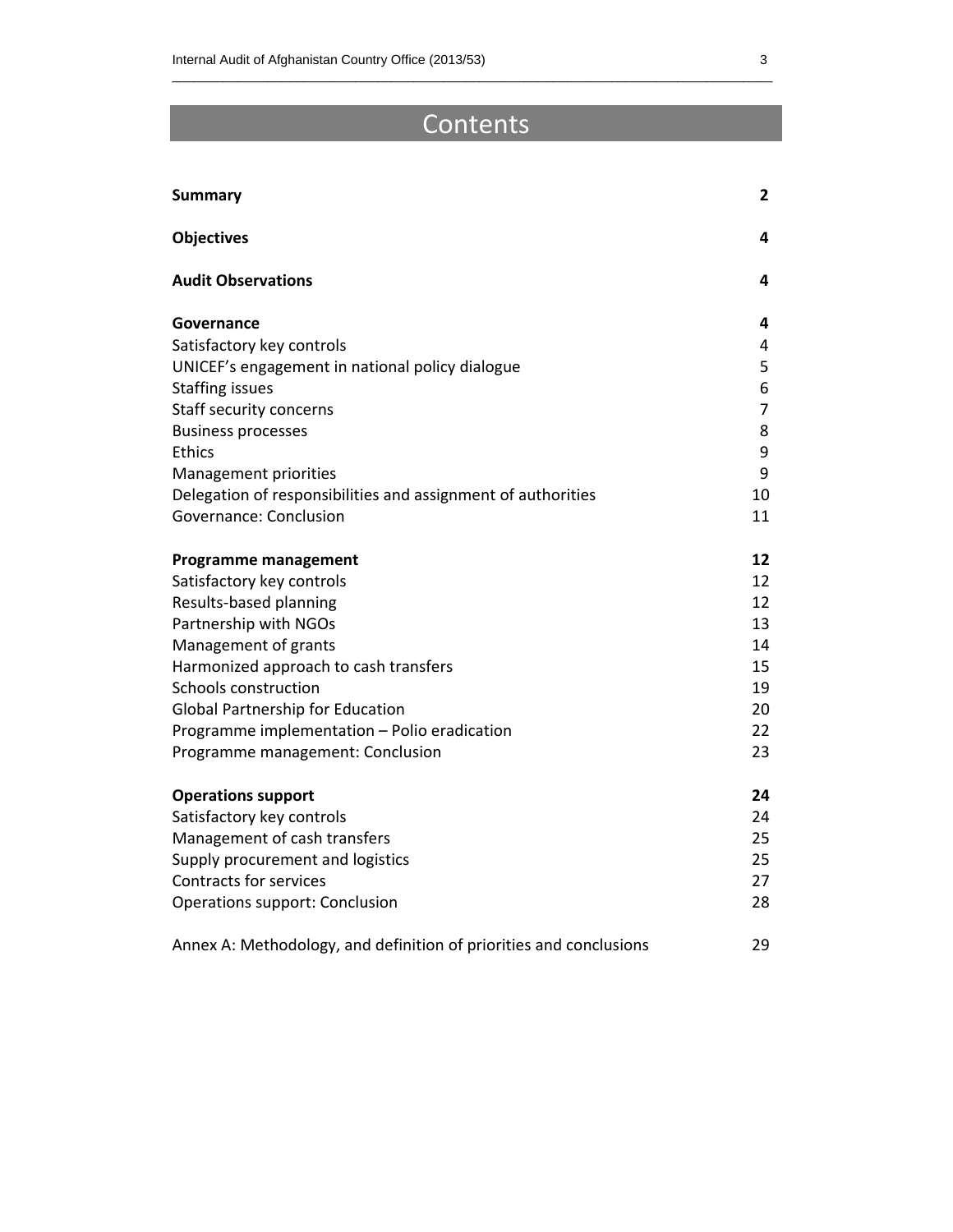# Contents

| | |
|---|---|
| **Summary** | **2** |
| **Objectives** | **4** |
| **Audit Observations** | **4** |
| **Governance** | **4** |
| Satisfactory key controls | 4 |
| UNICEF's engagement in national policy dialogue | 5 |
| Staffing issues | 6 |
| Staff security concerns | 7 |
| Business processes | 8 |
| Ethics | 9 |
| Management priorities | 9 |
| Delegation of responsibilities and assignment of authorities | 10 |
| Governance: Conclusion | 11 |
| **Programme management** | **12** |
| Satisfactory key controls | 12 |
| Results-based planning | 12 |
| Partnership with NGOs | 13 |
| Management of grants | 14 |
| Harmonized approach to cash transfers | 15 |
| Schools construction | 19 |
| Global Partnership for Education | 20 |
| Programme implementation – Polio eradication | 22 |
| Programme management: Conclusion | 23 |
| **Operations support** | **24** |
| Satisfactory key controls | 24 |
| Management of cash transfers | 25 |
| Supply procurement and logistics | 25 |
| Contracts for services | 27 |
| Operations support: Conclusion | 28 |
| Annex A: Methodology, and definition of priorities and conclusions | 29 |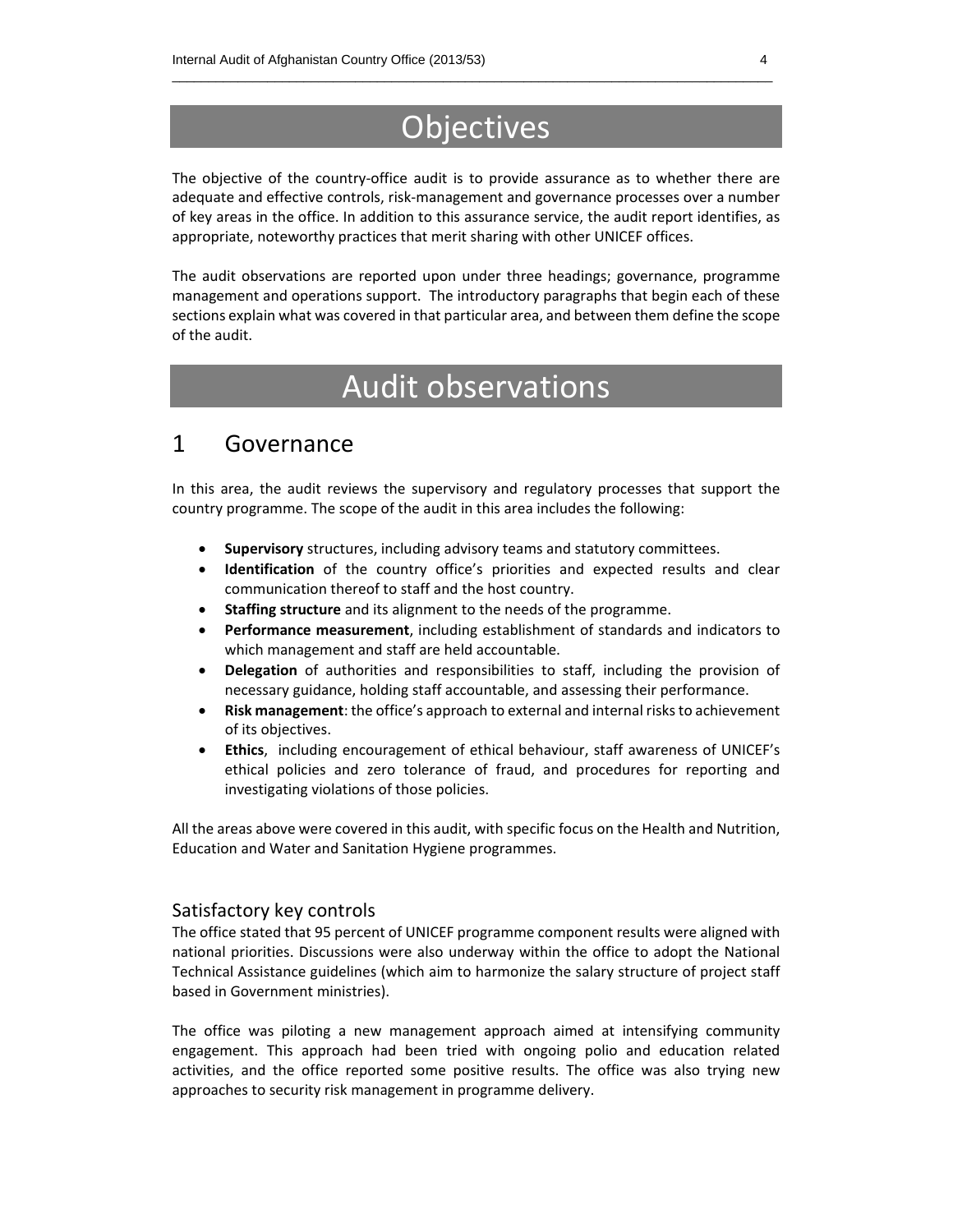# Objectives

The objective of the country-office audit is to provide assurance as to whether there are adequate and effective controls, risk-management and governance processes over a number of key areas in the office. In addition to this assurance service, the audit report identifies, as appropriate, noteworthy practices that merit sharing with other UNICEF offices.

The audit observations are reported upon under three headings; governance, programme management and operations support. The introductory paragraphs that begin each of these sections explain what was covered in that particular area, and between them define the scope of the audit.

# Audit observations

## 1 Governance

In this area, the audit reviews the supervisory and regulatory processes that support the country programme. The scope of the audit in this area includes the following:

- **Supervisory** structures, including advisory teams and statutory committees.
- **Identification** of the country office's priorities and expected results and clear communication thereof to staff and the host country.
- **Staffing structure** and its alignment to the needs of the programme.
- **Performance measurement**, including establishment of standards and indicators to which management and staff are held accountable.
- **Delegation** of authorities and responsibilities to staff, including the provision of necessary guidance, holding staff accountable, and assessing their performance.
- **Risk management**: the office's approach to external and internal risks to achievement of its objectives.
- **Ethics**, including encouragement of ethical behaviour, staff awareness of UNICEF's ethical policies and zero tolerance of fraud, and procedures for reporting and investigating violations of those policies.

All the areas above were covered in this audit, with specific focus on the Health and Nutrition, Education and Water and Sanitation Hygiene programmes.

### Satisfactory key controls

The office stated that 95 percent of UNICEF programme component results were aligned with national priorities. Discussions were also underway within the office to adopt the National Technical Assistance guidelines (which aim to harmonize the salary structure of project staff based in Government ministries).

The office was piloting a new management approach aimed at intensifying community engagement. This approach had been tried with ongoing polio and education related activities, and the office reported some positive results. The office was also trying new approaches to security risk management in programme delivery.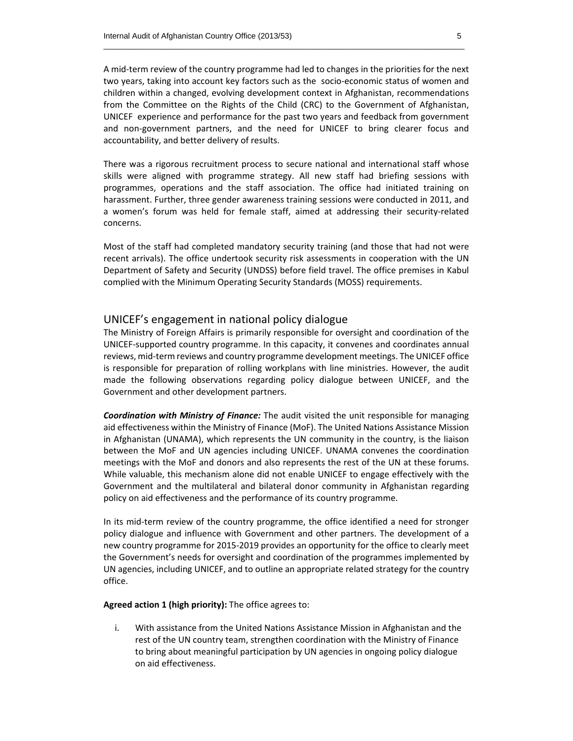A mid-term review of the country programme had led to changes in the priorities for the next two years, taking into account key factors such as the socio-economic status of women and children within a changed, evolving development context in Afghanistan, recommendations from the Committee on the Rights of the Child (CRC) to the Government of Afghanistan, UNICEF experience and performance for the past two years and feedback from government and non-government partners, and the need for UNICEF to bring clearer focus and accountability, and better delivery of results.

There was a rigorous recruitment process to secure national and international staff whose skills were aligned with programme strategy. All new staff had briefing sessions with programmes, operations and the staff association. The office had initiated training on harassment. Further, three gender awareness training sessions were conducted in 2011, and a women's forum was held for female staff, aimed at addressing their security-related concerns.

Most of the staff had completed mandatory security training (and those that had not were recent arrivals). The office undertook security risk assessments in cooperation with the UN Department of Safety and Security (UNDSS) before field travel. The office premises in Kabul complied with the Minimum Operating Security Standards (MOSS) requirements.

## UNICEF's engagement in national policy dialogue

The Ministry of Foreign Affairs is primarily responsible for oversight and coordination of the UNICEF-supported country programme. In this capacity, it convenes and coordinates annual reviews, mid-term reviews and country programme development meetings. The UNICEF office is responsible for preparation of rolling workplans with line ministries. However, the audit made the following observations regarding policy dialogue between UNICEF, and the Government and other development partners.

***Coordination with Ministry of Finance:*** The audit visited the unit responsible for managing aid effectiveness within the Ministry of Finance (MoF). The United Nations Assistance Mission in Afghanistan (UNAMA), which represents the UN community in the country, is the liaison between the MoF and UN agencies including UNICEF. UNAMA convenes the coordination meetings with the MoF and donors and also represents the rest of the UN at these forums. While valuable, this mechanism alone did not enable UNICEF to engage effectively with the Government and the multilateral and bilateral donor community in Afghanistan regarding policy on aid effectiveness and the performance of its country programme.

In its mid-term review of the country programme, the office identified a need for stronger policy dialogue and influence with Government and other partners. The development of a new country programme for 2015-2019 provides an opportunity for the office to clearly meet the Government's needs for oversight and coordination of the programmes implemented by UN agencies, including UNICEF, and to outline an appropriate related strategy for the country office.

**Agreed action 1 (high priority):** The office agrees to:

i. With assistance from the United Nations Assistance Mission in Afghanistan and the rest of the UN country team, strengthen coordination with the Ministry of Finance to bring about meaningful participation by UN agencies in ongoing policy dialogue on aid effectiveness.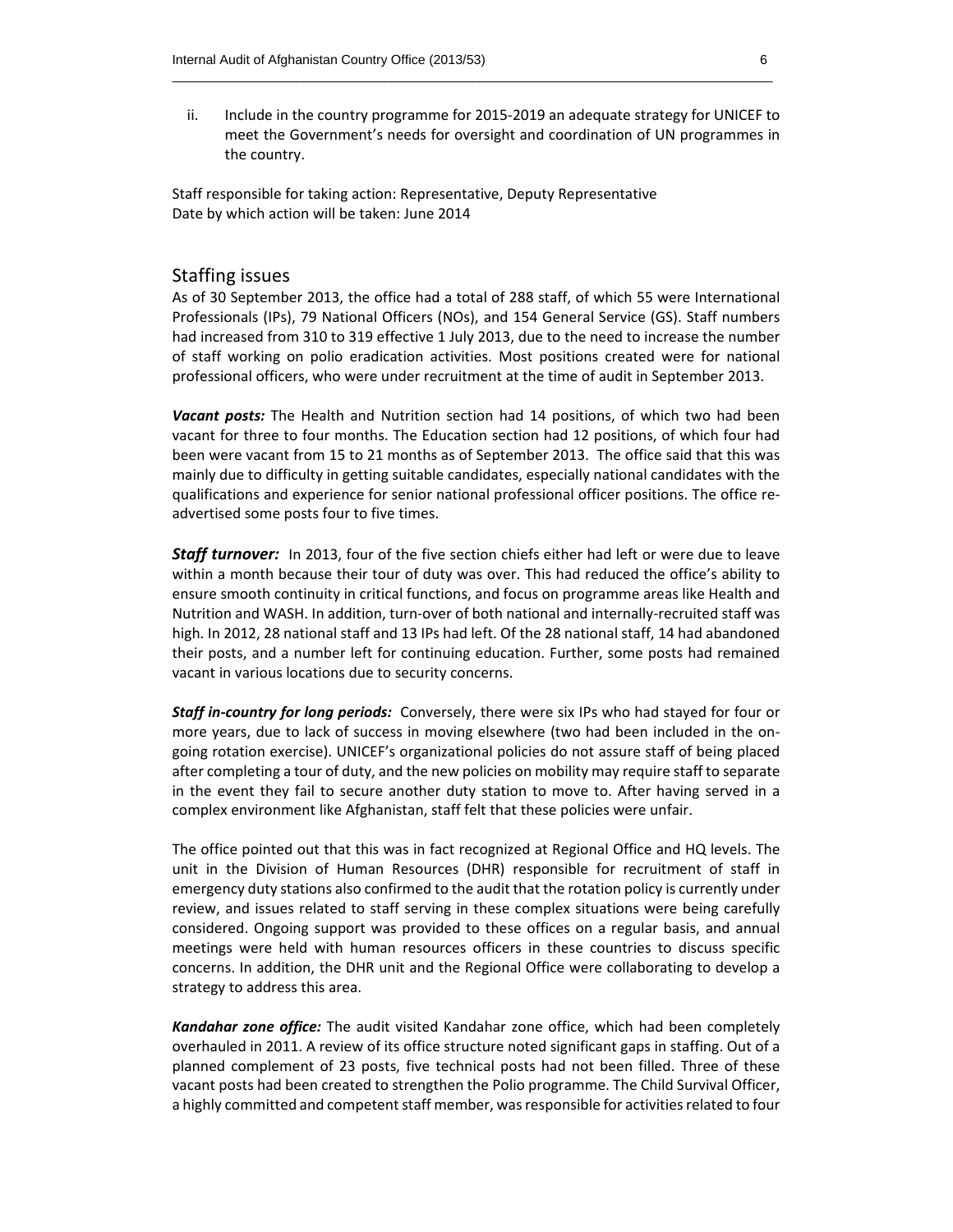ii. Include in the country programme for 2015-2019 an adequate strategy for UNICEF to meet the Government's needs for oversight and coordination of UN programmes in the country.

Staff responsible for taking action: Representative, Deputy Representative
Date by which action will be taken: June 2014

## Staffing issues

As of 30 September 2013, the office had a total of 288 staff, of which 55 were International Professionals (IPs), 79 National Officers (NOs), and 154 General Service (GS). Staff numbers had increased from 310 to 319 effective 1 July 2013, due to the need to increase the number of staff working on polio eradication activities. Most positions created were for national professional officers, who were under recruitment at the time of audit in September 2013.

***Vacant posts:*** The Health and Nutrition section had 14 positions, of which two had been vacant for three to four months. The Education section had 12 positions, of which four had been were vacant from 15 to 21 months as of September 2013. The office said that this was mainly due to difficulty in getting suitable candidates, especially national candidates with the qualifications and experience for senior national professional officer positions. The office re-advertised some posts four to five times.

***Staff turnover:*** In 2013, four of the five section chiefs either had left or were due to leave within a month because their tour of duty was over. This had reduced the office's ability to ensure smooth continuity in critical functions, and focus on programme areas like Health and Nutrition and WASH. In addition, turn-over of both national and internally-recruited staff was high. In 2012, 28 national staff and 13 IPs had left. Of the 28 national staff, 14 had abandoned their posts, and a number left for continuing education. Further, some posts had remained vacant in various locations due to security concerns.

***Staff in-country for long periods:*** Conversely, there were six IPs who had stayed for four or more years, due to lack of success in moving elsewhere (two had been included in the on-going rotation exercise). UNICEF's organizational policies do not assure staff of being placed after completing a tour of duty, and the new policies on mobility may require staff to separate in the event they fail to secure another duty station to move to. After having served in a complex environment like Afghanistan, staff felt that these policies were unfair.

The office pointed out that this was in fact recognized at Regional Office and HQ levels. The unit in the Division of Human Resources (DHR) responsible for recruitment of staff in emergency duty stations also confirmed to the audit that the rotation policy is currently under review, and issues related to staff serving in these complex situations were being carefully considered. Ongoing support was provided to these offices on a regular basis, and annual meetings were held with human resources officers in these countries to discuss specific concerns. In addition, the DHR unit and the Regional Office were collaborating to develop a strategy to address this area.

***Kandahar zone office:*** The audit visited Kandahar zone office, which had been completely overhauled in 2011. A review of its office structure noted significant gaps in staffing. Out of a planned complement of 23 posts, five technical posts had not been filled. Three of these vacant posts had been created to strengthen the Polio programme. The Child Survival Officer, a highly committed and competent staff member, was responsible for activities related to four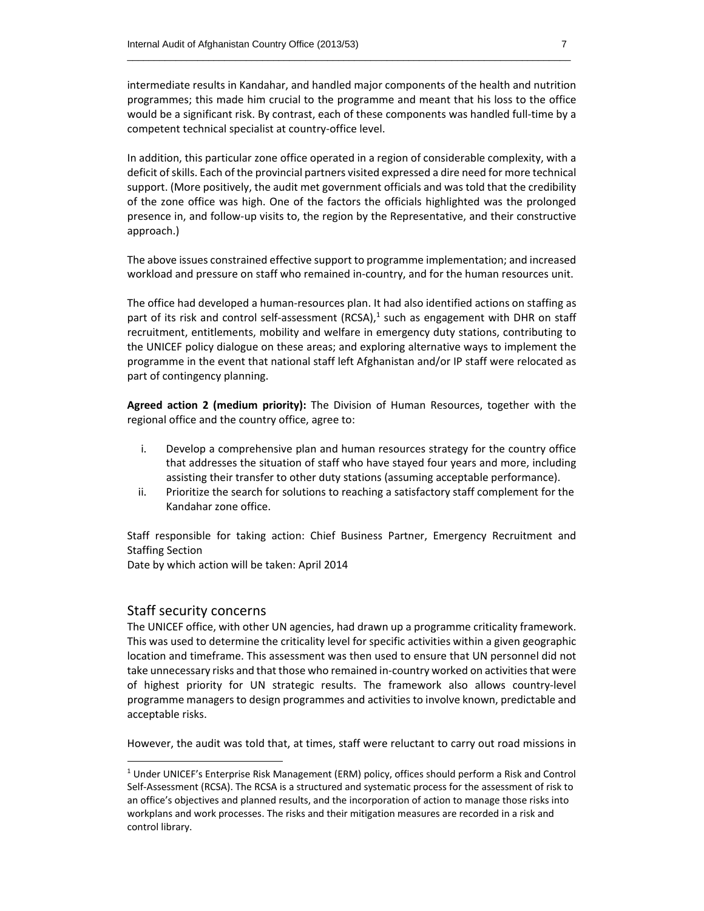intermediate results in Kandahar, and handled major components of the health and nutrition programmes; this made him crucial to the programme and meant that his loss to the office would be a significant risk. By contrast, each of these components was handled full-time by a competent technical specialist at country-office level.

In addition, this particular zone office operated in a region of considerable complexity, with a deficit of skills. Each of the provincial partners visited expressed a dire need for more technical support. (More positively, the audit met government officials and was told that the credibility of the zone office was high. One of the factors the officials highlighted was the prolonged presence in, and follow-up visits to, the region by the Representative, and their constructive approach.)

The above issues constrained effective support to programme implementation; and increased workload and pressure on staff who remained in-country, and for the human resources unit.

The office had developed a human-resources plan. It had also identified actions on staffing as part of its risk and control self-assessment (RCSA),[1] such as engagement with DHR on staff recruitment, entitlements, mobility and welfare in emergency duty stations, contributing to the UNICEF policy dialogue on these areas; and exploring alternative ways to implement the programme in the event that national staff left Afghanistan and/or IP staff were relocated as part of contingency planning.

**Agreed action 2 (medium priority):** The Division of Human Resources, together with the regional office and the country office, agree to:

i. Develop a comprehensive plan and human resources strategy for the country office that addresses the situation of staff who have stayed four years and more, including assisting their transfer to other duty stations (assuming acceptable performance).
ii. Prioritize the search for solutions to reaching a satisfactory staff complement for the Kandahar zone office.

Staff responsible for taking action: Chief Business Partner, Emergency Recruitment and Staffing Section
Date by which action will be taken: April 2014

## Staff security concerns

The UNICEF office, with other UN agencies, had drawn up a programme criticality framework. This was used to determine the criticality level for specific activities within a given geographic location and timeframe. This assessment was then used to ensure that UN personnel did not take unnecessary risks and that those who remained in-country worked on activities that were of highest priority for UN strategic results. The framework also allows country-level programme managers to design programmes and activities to involve known, predictable and acceptable risks.

However, the audit was told that, at times, staff were reluctant to carry out road missions in

[1] Under UNICEF's Enterprise Risk Management (ERM) policy, offices should perform a Risk and Control Self-Assessment (RCSA). The RCSA is a structured and systematic process for the assessment of risk to an office's objectives and planned results, and the incorporation of action to manage those risks into workplans and work processes. The risks and their mitigation measures are recorded in a risk and control library.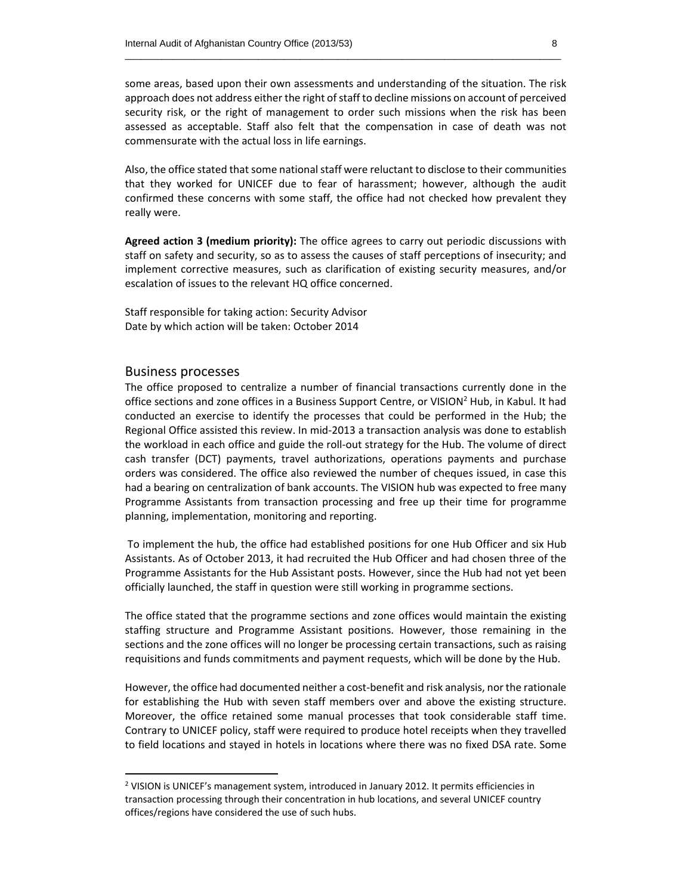some areas, based upon their own assessments and understanding of the situation. The risk approach does not address either the right of staff to decline missions on account of perceived security risk, or the right of management to order such missions when the risk has been assessed as acceptable. Staff also felt that the compensation in case of death was not commensurate with the actual loss in life earnings.

Also, the office stated that some national staff were reluctant to disclose to their communities that they worked for UNICEF due to fear of harassment; however, although the audit confirmed these concerns with some staff, the office had not checked how prevalent they really were.

**Agreed action 3 (medium priority):** The office agrees to carry out periodic discussions with staff on safety and security, so as to assess the causes of staff perceptions of insecurity; and implement corrective measures, such as clarification of existing security measures, and/or escalation of issues to the relevant HQ office concerned.

Staff responsible for taking action: Security Advisor
Date by which action will be taken: October 2014

## Business processes

The office proposed to centralize a number of financial transactions currently done in the office sections and zone offices in a Business Support Centre, or VISION[2] Hub, in Kabul. It had conducted an exercise to identify the processes that could be performed in the Hub; the Regional Office assisted this review. In mid-2013 a transaction analysis was done to establish the workload in each office and guide the roll-out strategy for the Hub. The volume of direct cash transfer (DCT) payments, travel authorizations, operations payments and purchase orders was considered. The office also reviewed the number of cheques issued, in case this had a bearing on centralization of bank accounts. The VISION hub was expected to free many Programme Assistants from transaction processing and free up their time for programme planning, implementation, monitoring and reporting.

To implement the hub, the office had established positions for one Hub Officer and six Hub Assistants. As of October 2013, it had recruited the Hub Officer and had chosen three of the Programme Assistants for the Hub Assistant posts. However, since the Hub had not yet been officially launched, the staff in question were still working in programme sections.

The office stated that the programme sections and zone offices would maintain the existing staffing structure and Programme Assistant positions. However, those remaining in the sections and the zone offices will no longer be processing certain transactions, such as raising requisitions and funds commitments and payment requests, which will be done by the Hub.

However, the office had documented neither a cost-benefit and risk analysis, nor the rationale for establishing the Hub with seven staff members over and above the existing structure. Moreover, the office retained some manual processes that took considerable staff time. Contrary to UNICEF policy, staff were required to produce hotel receipts when they travelled to field locations and stayed in hotels in locations where there was no fixed DSA rate. Some

[2] VISION is UNICEF's management system, introduced in January 2012. It permits efficiencies in transaction processing through their concentration in hub locations, and several UNICEF country offices/regions have considered the use of such hubs.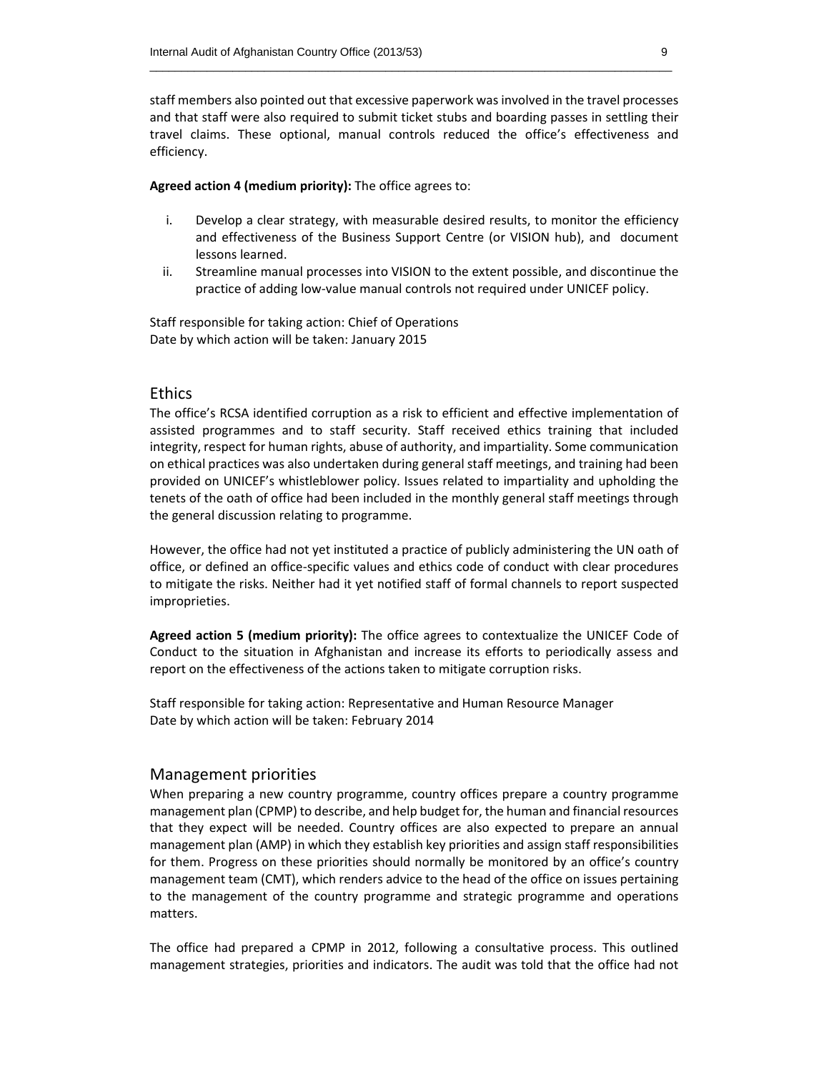staff members also pointed out that excessive paperwork was involved in the travel processes and that staff were also required to submit ticket stubs and boarding passes in settling their travel claims. These optional, manual controls reduced the office's effectiveness and efficiency.

**Agreed action 4 (medium priority):** The office agrees to:

i. Develop a clear strategy, with measurable desired results, to monitor the efficiency and effectiveness of the Business Support Centre (or VISION hub), and document lessons learned.
ii. Streamline manual processes into VISION to the extent possible, and discontinue the practice of adding low-value manual controls not required under UNICEF policy.

Staff responsible for taking action: Chief of Operations
Date by which action will be taken: January 2015

## Ethics

The office's RCSA identified corruption as a risk to efficient and effective implementation of assisted programmes and to staff security. Staff received ethics training that included integrity, respect for human rights, abuse of authority, and impartiality. Some communication on ethical practices was also undertaken during general staff meetings, and training had been provided on UNICEF's whistleblower policy. Issues related to impartiality and upholding the tenets of the oath of office had been included in the monthly general staff meetings through the general discussion relating to programme.

However, the office had not yet instituted a practice of publicly administering the UN oath of office, or defined an office-specific values and ethics code of conduct with clear procedures to mitigate the risks. Neither had it yet notified staff of formal channels to report suspected improprieties.

**Agreed action 5 (medium priority):** The office agrees to contextualize the UNICEF Code of Conduct to the situation in Afghanistan and increase its efforts to periodically assess and report on the effectiveness of the actions taken to mitigate corruption risks.

Staff responsible for taking action: Representative and Human Resource Manager
Date by which action will be taken: February 2014

## Management priorities

When preparing a new country programme, country offices prepare a country programme management plan (CPMP) to describe, and help budget for, the human and financial resources that they expect will be needed. Country offices are also expected to prepare an annual management plan (AMP) in which they establish key priorities and assign staff responsibilities for them. Progress on these priorities should normally be monitored by an office's country management team (CMT), which renders advice to the head of the office on issues pertaining to the management of the country programme and strategic programme and operations matters.

The office had prepared a CPMP in 2012, following a consultative process. This outlined management strategies, priorities and indicators. The audit was told that the office had not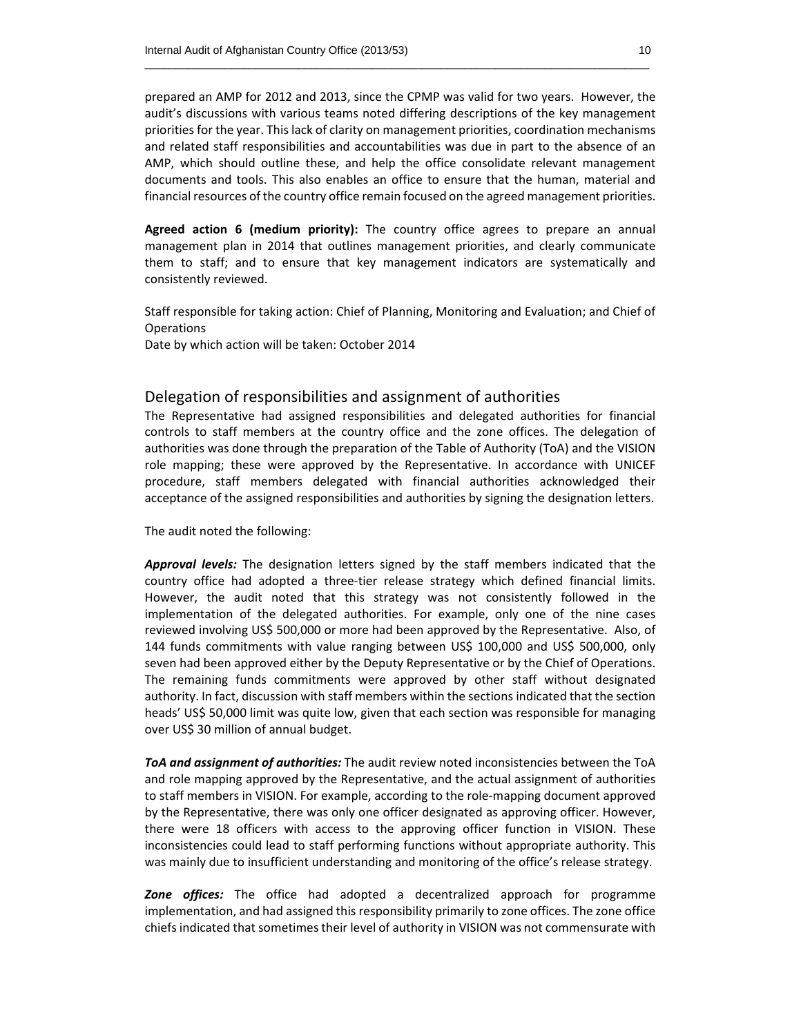prepared an AMP for 2012 and 2013, since the CPMP was valid for two years. However, the audit's discussions with various teams noted differing descriptions of the key management priorities for the year. This lack of clarity on management priorities, coordination mechanisms and related staff responsibilities and accountabilities was due in part to the absence of an AMP, which should outline these, and help the office consolidate relevant management documents and tools. This also enables an office to ensure that the human, material and financial resources of the country office remain focused on the agreed management priorities.

**Agreed action 6 (medium priority):** The country office agrees to prepare an annual management plan in 2014 that outlines management priorities, and clearly communicate them to staff; and to ensure that key management indicators are systematically and consistently reviewed.

Staff responsible for taking action: Chief of Planning, Monitoring and Evaluation; and Chief of Operations
Date by which action will be taken: October 2014

## Delegation of responsibilities and assignment of authorities

The Representative had assigned responsibilities and delegated authorities for financial controls to staff members at the country office and the zone offices. The delegation of authorities was done through the preparation of the Table of Authority (ToA) and the VISION role mapping; these were approved by the Representative. In accordance with UNICEF procedure, staff members delegated with financial authorities acknowledged their acceptance of the assigned responsibilities and authorities by signing the designation letters.

The audit noted the following:

***Approval levels:*** The designation letters signed by the staff members indicated that the country office had adopted a three-tier release strategy which defined financial limits. However, the audit noted that this strategy was not consistently followed in the implementation of the delegated authorities. For example, only one of the nine cases reviewed involving US$ 500,000 or more had been approved by the Representative. Also, of 144 funds commitments with value ranging between US$ 100,000 and US$ 500,000, only seven had been approved either by the Deputy Representative or by the Chief of Operations. The remaining funds commitments were approved by other staff without designated authority. In fact, discussion with staff members within the sections indicated that the section heads' US$ 50,000 limit was quite low, given that each section was responsible for managing over US$ 30 million of annual budget.

***ToA and assignment of authorities:*** The audit review noted inconsistencies between the ToA and role mapping approved by the Representative, and the actual assignment of authorities to staff members in VISION. For example, according to the role-mapping document approved by the Representative, there was only one officer designated as approving officer. However, there were 18 officers with access to the approving officer function in VISION. These inconsistencies could lead to staff performing functions without appropriate authority. This was mainly due to insufficient understanding and monitoring of the office's release strategy.

***Zone offices:*** The office had adopted a decentralized approach for programme implementation, and had assigned this responsibility primarily to zone offices. The zone office chiefs indicated that sometimes their level of authority in VISION was not commensurate with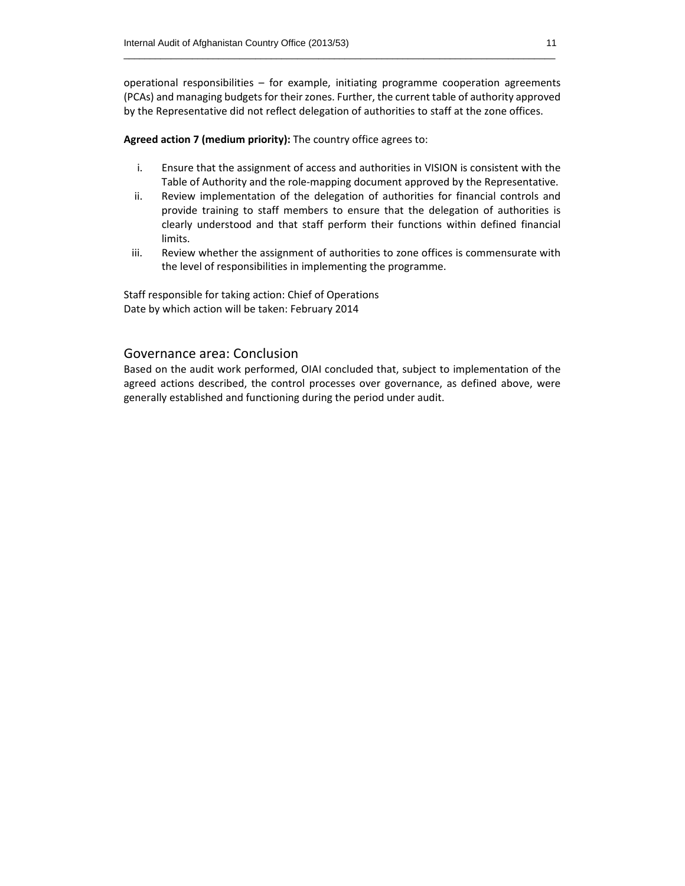operational responsibilities – for example, initiating programme cooperation agreements (PCAs) and managing budgets for their zones. Further, the current table of authority approved by the Representative did not reflect delegation of authorities to staff at the zone offices.

**Agreed action 7 (medium priority):** The country office agrees to:

i. Ensure that the assignment of access and authorities in VISION is consistent with the Table of Authority and the role-mapping document approved by the Representative.
ii. Review implementation of the delegation of authorities for financial controls and provide training to staff members to ensure that the delegation of authorities is clearly understood and that staff perform their functions within defined financial limits.
iii. Review whether the assignment of authorities to zone offices is commensurate with the level of responsibilities in implementing the programme.

Staff responsible for taking action: Chief of Operations
Date by which action will be taken: February 2014

## Governance area: Conclusion

Based on the audit work performed, OIAI concluded that, subject to implementation of the agreed actions described, the control processes over governance, as defined above, were generally established and functioning during the period under audit.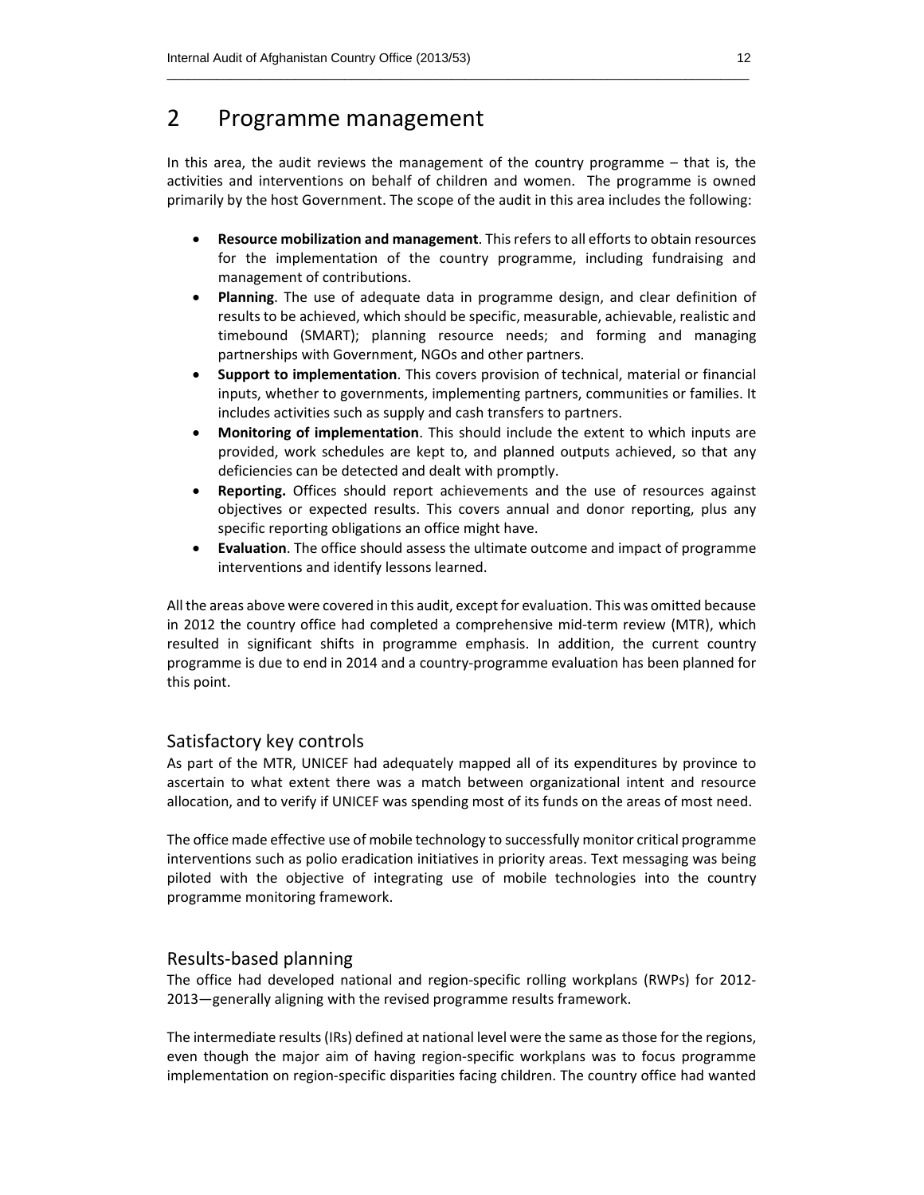# 2 Programme management

In this area, the audit reviews the management of the country programme – that is, the activities and interventions on behalf of children and women. The programme is owned primarily by the host Government. The scope of the audit in this area includes the following:

- **Resource mobilization and management**. This refers to all efforts to obtain resources for the implementation of the country programme, including fundraising and management of contributions.
- **Planning**. The use of adequate data in programme design, and clear definition of results to be achieved, which should be specific, measurable, achievable, realistic and timebound (SMART); planning resource needs; and forming and managing partnerships with Government, NGOs and other partners.
- **Support to implementation**. This covers provision of technical, material or financial inputs, whether to governments, implementing partners, communities or families. It includes activities such as supply and cash transfers to partners.
- **Monitoring of implementation**. This should include the extent to which inputs are provided, work schedules are kept to, and planned outputs achieved, so that any deficiencies can be detected and dealt with promptly.
- **Reporting.** Offices should report achievements and the use of resources against objectives or expected results. This covers annual and donor reporting, plus any specific reporting obligations an office might have.
- **Evaluation**. The office should assess the ultimate outcome and impact of programme interventions and identify lessons learned.

All the areas above were covered in this audit, except for evaluation. This was omitted because in 2012 the country office had completed a comprehensive mid-term review (MTR), which resulted in significant shifts in programme emphasis. In addition, the current country programme is due to end in 2014 and a country-programme evaluation has been planned for this point.

## Satisfactory key controls

As part of the MTR, UNICEF had adequately mapped all of its expenditures by province to ascertain to what extent there was a match between organizational intent and resource allocation, and to verify if UNICEF was spending most of its funds on the areas of most need.

The office made effective use of mobile technology to successfully monitor critical programme interventions such as polio eradication initiatives in priority areas. Text messaging was being piloted with the objective of integrating use of mobile technologies into the country programme monitoring framework.

## Results-based planning

The office had developed national and region-specific rolling workplans (RWPs) for 2012-2013—generally aligning with the revised programme results framework.

The intermediate results (IRs) defined at national level were the same as those for the regions, even though the major aim of having region-specific workplans was to focus programme implementation on region-specific disparities facing children. The country office had wanted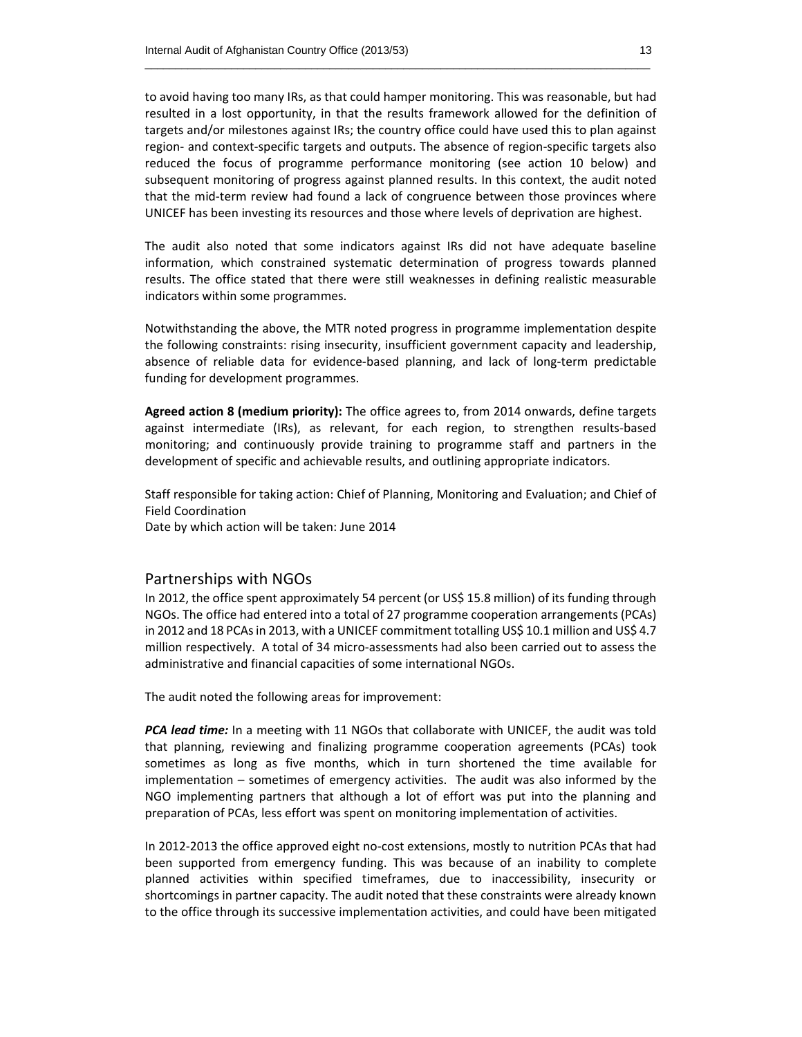to avoid having too many IRs, as that could hamper monitoring. This was reasonable, but had resulted in a lost opportunity, in that the results framework allowed for the definition of targets and/or milestones against IRs; the country office could have used this to plan against region- and context-specific targets and outputs. The absence of region-specific targets also reduced the focus of programme performance monitoring (see action 10 below) and subsequent monitoring of progress against planned results. In this context, the audit noted that the mid-term review had found a lack of congruence between those provinces where UNICEF has been investing its resources and those where levels of deprivation are highest.

The audit also noted that some indicators against IRs did not have adequate baseline information, which constrained systematic determination of progress towards planned results. The office stated that there were still weaknesses in defining realistic measurable indicators within some programmes.

Notwithstanding the above, the MTR noted progress in programme implementation despite the following constraints: rising insecurity, insufficient government capacity and leadership, absence of reliable data for evidence-based planning, and lack of long-term predictable funding for development programmes.

**Agreed action 8 (medium priority):** The office agrees to, from 2014 onwards, define targets against intermediate (IRs), as relevant, for each region, to strengthen results-based monitoring; and continuously provide training to programme staff and partners in the development of specific and achievable results, and outlining appropriate indicators.

Staff responsible for taking action: Chief of Planning, Monitoring and Evaluation; and Chief of Field Coordination
Date by which action will be taken: June 2014

## Partnerships with NGOs

In 2012, the office spent approximately 54 percent (or US$ 15.8 million) of its funding through NGOs. The office had entered into a total of 27 programme cooperation arrangements (PCAs) in 2012 and 18 PCAs in 2013, with a UNICEF commitment totalling US$ 10.1 million and US$ 4.7 million respectively. A total of 34 micro-assessments had also been carried out to assess the administrative and financial capacities of some international NGOs.

The audit noted the following areas for improvement:

***PCA lead time:*** In a meeting with 11 NGOs that collaborate with UNICEF, the audit was told that planning, reviewing and finalizing programme cooperation agreements (PCAs) took sometimes as long as five months, which in turn shortened the time available for implementation – sometimes of emergency activities. The audit was also informed by the NGO implementing partners that although a lot of effort was put into the planning and preparation of PCAs, less effort was spent on monitoring implementation of activities.

In 2012-2013 the office approved eight no-cost extensions, mostly to nutrition PCAs that had been supported from emergency funding. This was because of an inability to complete planned activities within specified timeframes, due to inaccessibility, insecurity or shortcomings in partner capacity. The audit noted that these constraints were already known to the office through its successive implementation activities, and could have been mitigated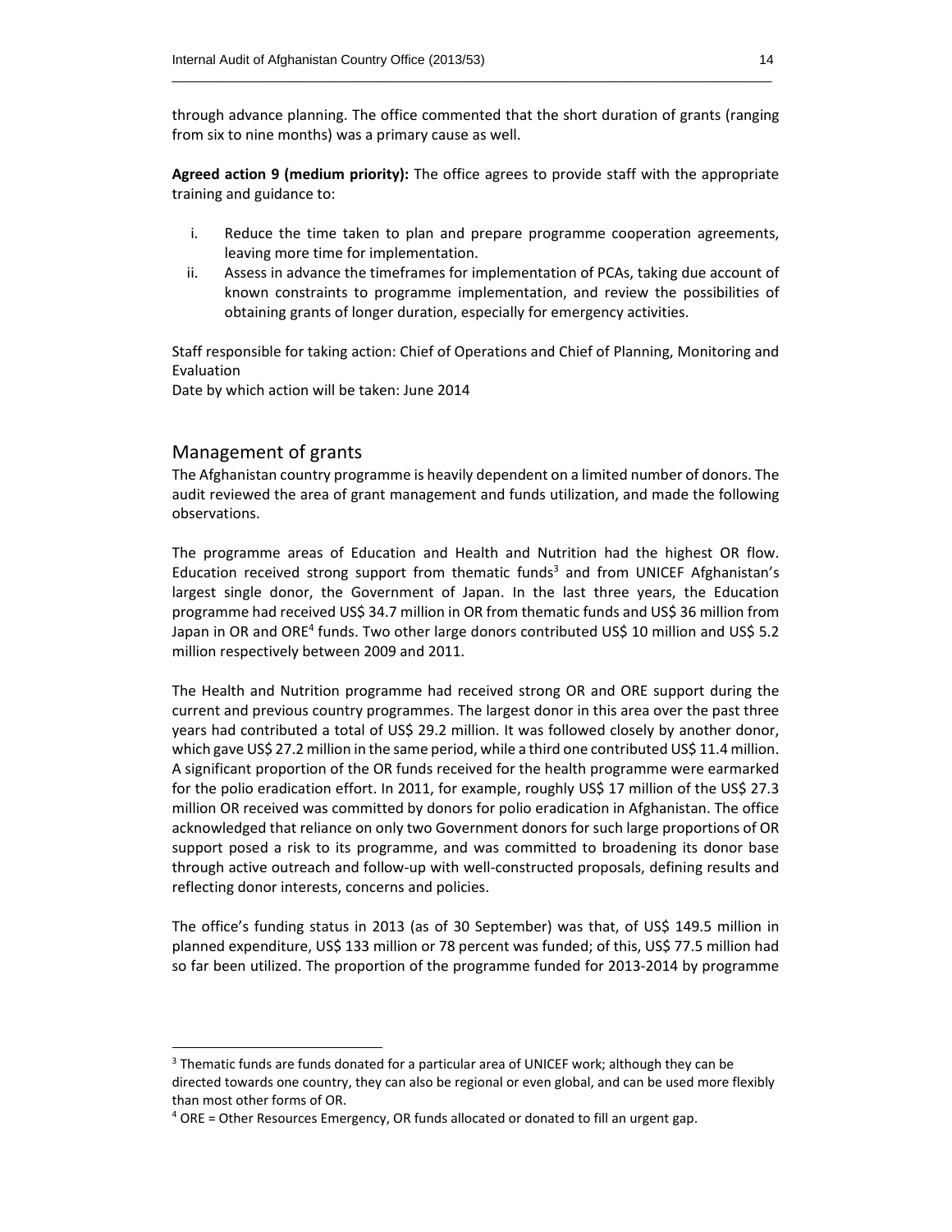through advance planning. The office commented that the short duration of grants (ranging from six to nine months) was a primary cause as well.

**Agreed action 9 (medium priority):** The office agrees to provide staff with the appropriate training and guidance to:

i. Reduce the time taken to plan and prepare programme cooperation agreements, leaving more time for implementation.
ii. Assess in advance the timeframes for implementation of PCAs, taking due account of known constraints to programme implementation, and review the possibilities of obtaining grants of longer duration, especially for emergency activities.

Staff responsible for taking action: Chief of Operations and Chief of Planning, Monitoring and Evaluation
Date by which action will be taken: June 2014

## Management of grants

The Afghanistan country programme is heavily dependent on a limited number of donors. The audit reviewed the area of grant management and funds utilization, and made the following observations.

The programme areas of Education and Health and Nutrition had the highest OR flow. Education received strong support from thematic funds[3] and from UNICEF Afghanistan's largest single donor, the Government of Japan. In the last three years, the Education programme had received US$ 34.7 million in OR from thematic funds and US$ 36 million from Japan in OR and ORE[4] funds. Two other large donors contributed US$ 10 million and US$ 5.2 million respectively between 2009 and 2011.

The Health and Nutrition programme had received strong OR and ORE support during the current and previous country programmes. The largest donor in this area over the past three years had contributed a total of US$ 29.2 million. It was followed closely by another donor, which gave US$ 27.2 million in the same period, while a third one contributed US$ 11.4 million. A significant proportion of the OR funds received for the health programme were earmarked for the polio eradication effort. In 2011, for example, roughly US$ 17 million of the US$ 27.3 million OR received was committed by donors for polio eradication in Afghanistan. The office acknowledged that reliance on only two Government donors for such large proportions of OR support posed a risk to its programme, and was committed to broadening its donor base through active outreach and follow-up with well-constructed proposals, defining results and reflecting donor interests, concerns and policies.

The office's funding status in 2013 (as of 30 September) was that, of US$ 149.5 million in planned expenditure, US$ 133 million or 78 percent was funded; of this, US$ 77.5 million had so far been utilized. The proportion of the programme funded for 2013-2014 by programme

---

[3] Thematic funds are funds donated for a particular area of UNICEF work; although they can be directed towards one country, they can also be regional or even global, and can be used more flexibly than most other forms of OR.

[4] ORE = Other Resources Emergency, OR funds allocated or donated to fill an urgent gap.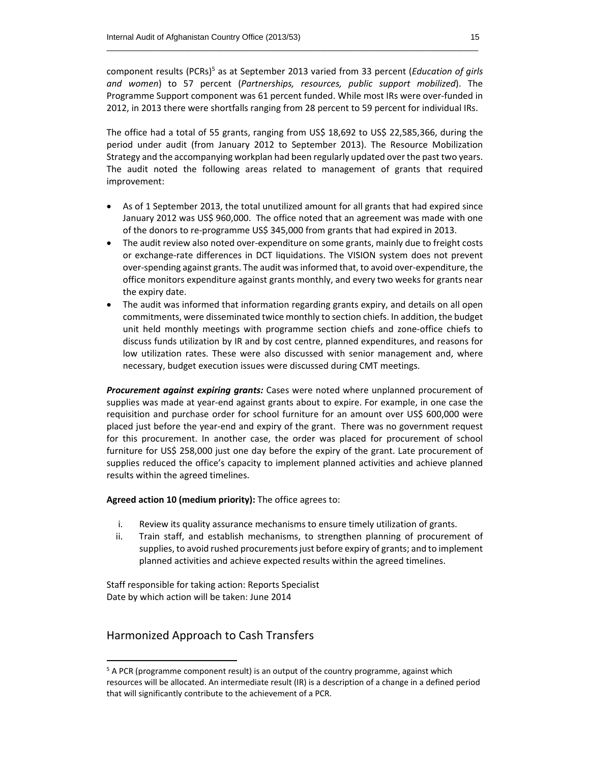component results (PCRs)[5] as at September 2013 varied from 33 percent (*Education of girls and women*) to 57 percent (*Partnerships, resources, public support mobilized*). The Programme Support component was 61 percent funded. While most IRs were over-funded in 2012, in 2013 there were shortfalls ranging from 28 percent to 59 percent for individual IRs.

The office had a total of 55 grants, ranging from US$ 18,692 to US$ 22,585,366, during the period under audit (from January 2012 to September 2013). The Resource Mobilization Strategy and the accompanying workplan had been regularly updated over the past two years. The audit noted the following areas related to management of grants that required improvement:

- As of 1 September 2013, the total unutilized amount for all grants that had expired since January 2012 was US$ 960,000. The office noted that an agreement was made with one of the donors to re-programme US$ 345,000 from grants that had expired in 2013.
- The audit review also noted over-expenditure on some grants, mainly due to freight costs or exchange-rate differences in DCT liquidations. The VISION system does not prevent over-spending against grants. The audit was informed that, to avoid over-expenditure, the office monitors expenditure against grants monthly, and every two weeks for grants near the expiry date.
- The audit was informed that information regarding grants expiry, and details on all open commitments, were disseminated twice monthly to section chiefs. In addition, the budget unit held monthly meetings with programme section chiefs and zone-office chiefs to discuss funds utilization by IR and by cost centre, planned expenditures, and reasons for low utilization rates. These were also discussed with senior management and, where necessary, budget execution issues were discussed during CMT meetings.

***Procurement against expiring grants:*** Cases were noted where unplanned procurement of supplies was made at year-end against grants about to expire. For example, in one case the requisition and purchase order for school furniture for an amount over US$ 600,000 were placed just before the year-end and expiry of the grant. There was no government request for this procurement. In another case, the order was placed for procurement of school furniture for US$ 258,000 just one day before the expiry of the grant. Late procurement of supplies reduced the office's capacity to implement planned activities and achieve planned results within the agreed timelines.

**Agreed action 10 (medium priority):** The office agrees to:

i. Review its quality assurance mechanisms to ensure timely utilization of grants.
ii. Train staff, and establish mechanisms, to strengthen planning of procurement of supplies, to avoid rushed procurements just before expiry of grants; and to implement planned activities and achieve expected results within the agreed timelines.

Staff responsible for taking action: Reports Specialist
Date by which action will be taken: June 2014

## Harmonized Approach to Cash Transfers

[5] A PCR (programme component result) is an output of the country programme, against which resources will be allocated. An intermediate result (IR) is a description of a change in a defined period that will significantly contribute to the achievement of a PCR.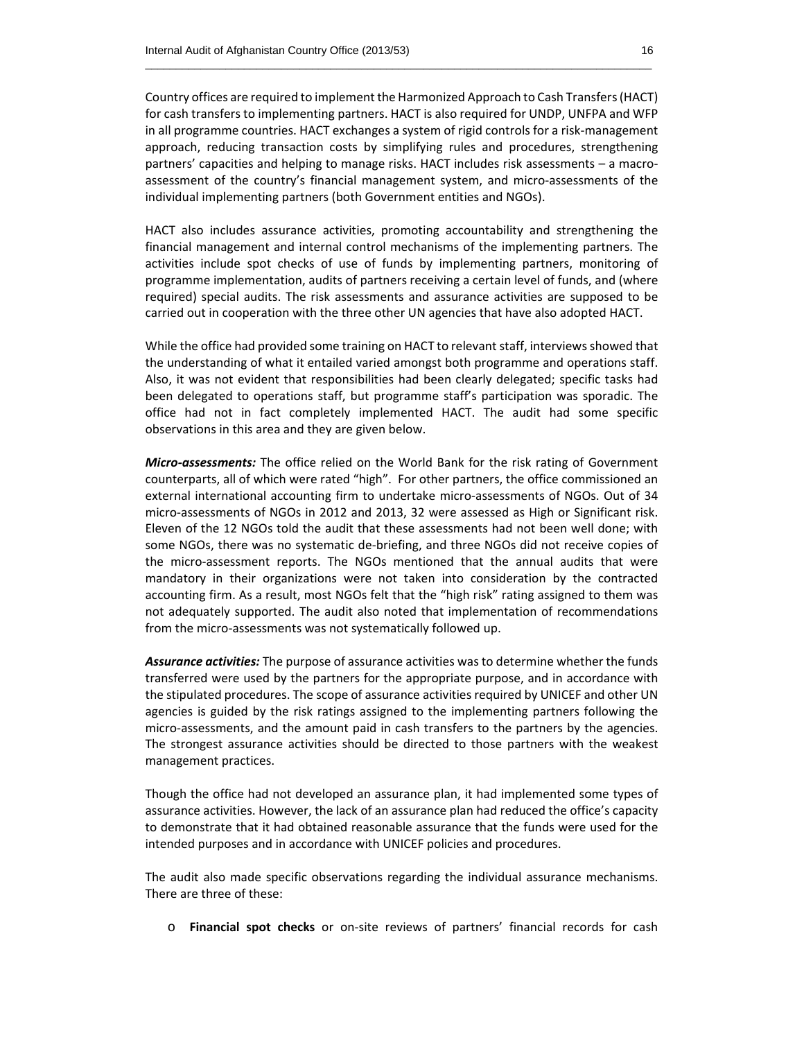Country offices are required to implement the Harmonized Approach to Cash Transfers (HACT) for cash transfers to implementing partners. HACT is also required for UNDP, UNFPA and WFP in all programme countries. HACT exchanges a system of rigid controls for a risk-management approach, reducing transaction costs by simplifying rules and procedures, strengthening partners' capacities and helping to manage risks. HACT includes risk assessments – a macro-assessment of the country's financial management system, and micro-assessments of the individual implementing partners (both Government entities and NGOs).

HACT also includes assurance activities, promoting accountability and strengthening the financial management and internal control mechanisms of the implementing partners. The activities include spot checks of use of funds by implementing partners, monitoring of programme implementation, audits of partners receiving a certain level of funds, and (where required) special audits. The risk assessments and assurance activities are supposed to be carried out in cooperation with the three other UN agencies that have also adopted HACT.

While the office had provided some training on HACT to relevant staff, interviews showed that the understanding of what it entailed varied amongst both programme and operations staff. Also, it was not evident that responsibilities had been clearly delegated; specific tasks had been delegated to operations staff, but programme staff's participation was sporadic. The office had not in fact completely implemented HACT. The audit had some specific observations in this area and they are given below.

***Micro-assessments:*** The office relied on the World Bank for the risk rating of Government counterparts, all of which were rated "high". For other partners, the office commissioned an external international accounting firm to undertake micro-assessments of NGOs. Out of 34 micro-assessments of NGOs in 2012 and 2013, 32 were assessed as High or Significant risk. Eleven of the 12 NGOs told the audit that these assessments had not been well done; with some NGOs, there was no systematic de-briefing, and three NGOs did not receive copies of the micro-assessment reports. The NGOs mentioned that the annual audits that were mandatory in their organizations were not taken into consideration by the contracted accounting firm. As a result, most NGOs felt that the "high risk" rating assigned to them was not adequately supported. The audit also noted that implementation of recommendations from the micro-assessments was not systematically followed up.

***Assurance activities:*** The purpose of assurance activities was to determine whether the funds transferred were used by the partners for the appropriate purpose, and in accordance with the stipulated procedures. The scope of assurance activities required by UNICEF and other UN agencies is guided by the risk ratings assigned to the implementing partners following the micro-assessments, and the amount paid in cash transfers to the partners by the agencies. The strongest assurance activities should be directed to those partners with the weakest management practices.

Though the office had not developed an assurance plan, it had implemented some types of assurance activities. However, the lack of an assurance plan had reduced the office's capacity to demonstrate that it had obtained reasonable assurance that the funds were used for the intended purposes and in accordance with UNICEF policies and procedures.

The audit also made specific observations regarding the individual assurance mechanisms. There are three of these:

- **Financial spot checks** or on-site reviews of partners' financial records for cash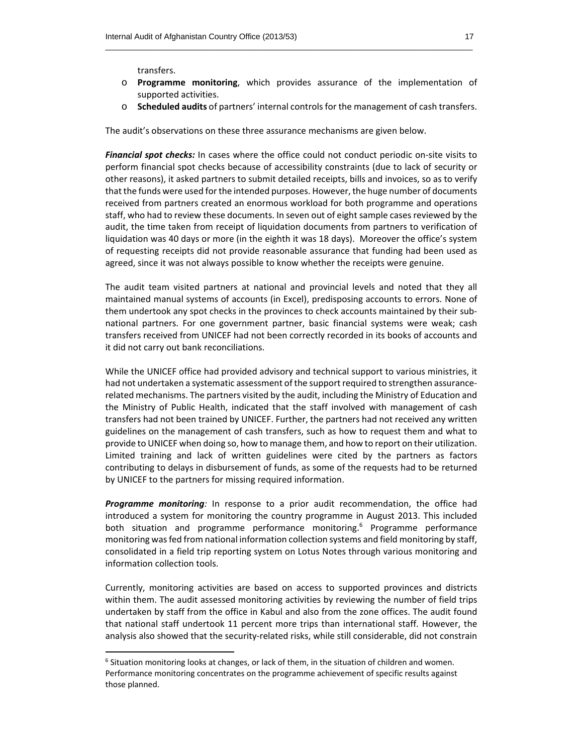transfers.

- **Programme monitoring**, which provides assurance of the implementation of supported activities.
- **Scheduled audits** of partners' internal controls for the management of cash transfers.

The audit's observations on these three assurance mechanisms are given below.

***Financial spot checks:*** In cases where the office could not conduct periodic on-site visits to perform financial spot checks because of accessibility constraints (due to lack of security or other reasons), it asked partners to submit detailed receipts, bills and invoices, so as to verify that the funds were used for the intended purposes. However, the huge number of documents received from partners created an enormous workload for both programme and operations staff, who had to review these documents. In seven out of eight sample cases reviewed by the audit, the time taken from receipt of liquidation documents from partners to verification of liquidation was 40 days or more (in the eighth it was 18 days). Moreover the office's system of requesting receipts did not provide reasonable assurance that funding had been used as agreed, since it was not always possible to know whether the receipts were genuine.

The audit team visited partners at national and provincial levels and noted that they all maintained manual systems of accounts (in Excel), predisposing accounts to errors. None of them undertook any spot checks in the provinces to check accounts maintained by their sub-national partners. For one government partner, basic financial systems were weak; cash transfers received from UNICEF had not been correctly recorded in its books of accounts and it did not carry out bank reconciliations.

While the UNICEF office had provided advisory and technical support to various ministries, it had not undertaken a systematic assessment of the support required to strengthen assurance-related mechanisms. The partners visited by the audit, including the Ministry of Education and the Ministry of Public Health, indicated that the staff involved with management of cash transfers had not been trained by UNICEF. Further, the partners had not received any written guidelines on the management of cash transfers, such as how to request them and what to provide to UNICEF when doing so, how to manage them, and how to report on their utilization. Limited training and lack of written guidelines were cited by the partners as factors contributing to delays in disbursement of funds, as some of the requests had to be returned by UNICEF to the partners for missing required information.

***Programme monitoring**:* In response to a prior audit recommendation, the office had introduced a system for monitoring the country programme in August 2013. This included both situation and programme performance monitoring.[6] Programme performance monitoring was fed from national information collection systems and field monitoring by staff, consolidated in a field trip reporting system on Lotus Notes through various monitoring and information collection tools.

Currently, monitoring activities are based on access to supported provinces and districts within them. The audit assessed monitoring activities by reviewing the number of field trips undertaken by staff from the office in Kabul and also from the zone offices. The audit found that national staff undertook 11 percent more trips than international staff. However, the analysis also showed that the security-related risks, while still considerable, did not constrain

[6] Situation monitoring looks at changes, or lack of them, in the situation of children and women. Performance monitoring concentrates on the programme achievement of specific results against those planned.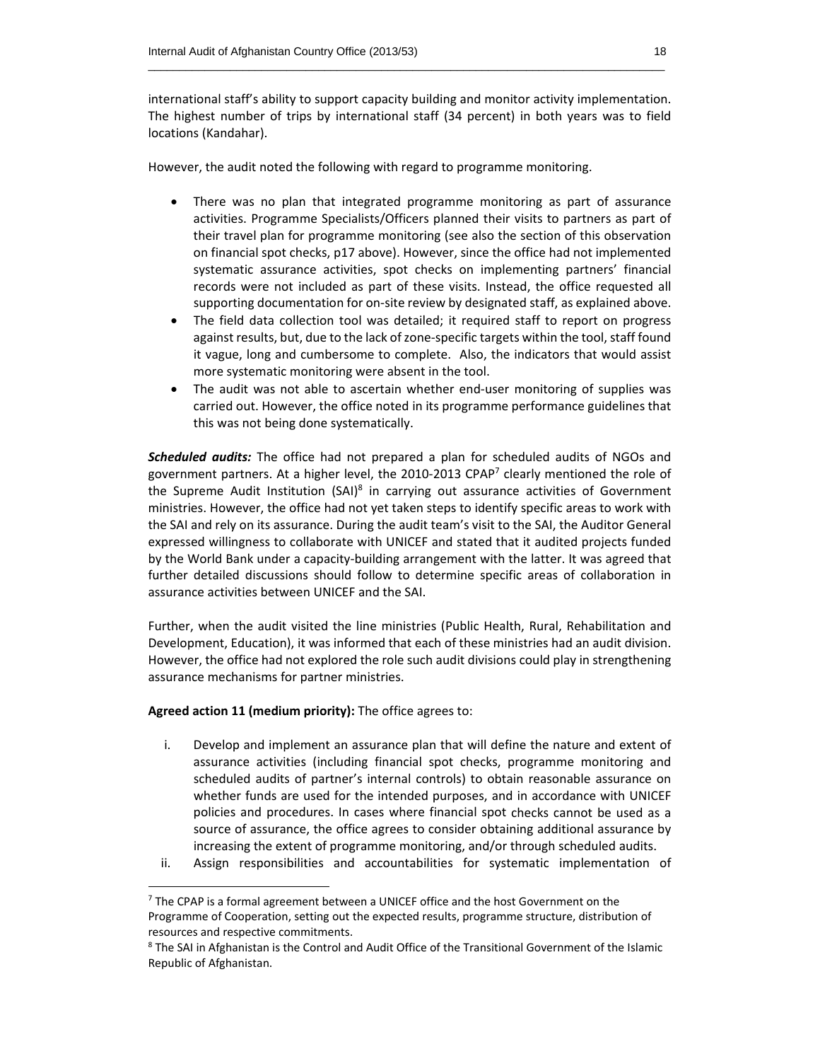international staff's ability to support capacity building and monitor activity implementation. The highest number of trips by international staff (34 percent) in both years was to field locations (Kandahar).

However, the audit noted the following with regard to programme monitoring.

- There was no plan that integrated programme monitoring as part of assurance activities. Programme Specialists/Officers planned their visits to partners as part of their travel plan for programme monitoring (see also the section of this observation on financial spot checks, p17 above). However, since the office had not implemented systematic assurance activities, spot checks on implementing partners' financial records were not included as part of these visits. Instead, the office requested all supporting documentation for on-site review by designated staff, as explained above.
- The field data collection tool was detailed; it required staff to report on progress against results, but, due to the lack of zone-specific targets within the tool, staff found it vague, long and cumbersome to complete. Also, the indicators that would assist more systematic monitoring were absent in the tool.
- The audit was not able to ascertain whether end-user monitoring of supplies was carried out. However, the office noted in its programme performance guidelines that this was not being done systematically.

***Scheduled audits:*** The office had not prepared a plan for scheduled audits of NGOs and government partners. At a higher level, the 2010-2013 CPAP[7] clearly mentioned the role of the Supreme Audit Institution (SAI)[8] in carrying out assurance activities of Government ministries. However, the office had not yet taken steps to identify specific areas to work with the SAI and rely on its assurance. During the audit team's visit to the SAI, the Auditor General expressed willingness to collaborate with UNICEF and stated that it audited projects funded by the World Bank under a capacity-building arrangement with the latter. It was agreed that further detailed discussions should follow to determine specific areas of collaboration in assurance activities between UNICEF and the SAI.

Further, when the audit visited the line ministries (Public Health, Rural, Rehabilitation and Development, Education), it was informed that each of these ministries had an audit division. However, the office had not explored the role such audit divisions could play in strengthening assurance mechanisms for partner ministries.

**Agreed action 11 (medium priority):** The office agrees to:

i. Develop and implement an assurance plan that will define the nature and extent of assurance activities (including financial spot checks, programme monitoring and scheduled audits of partner's internal controls) to obtain reasonable assurance on whether funds are used for the intended purposes, and in accordance with UNICEF policies and procedures. In cases where financial spot checks cannot be used as a source of assurance, the office agrees to consider obtaining additional assurance by increasing the extent of programme monitoring, and/or through scheduled audits.
ii. Assign responsibilities and accountabilities for systematic implementation of

---

[7] The CPAP is a formal agreement between a UNICEF office and the host Government on the Programme of Cooperation, setting out the expected results, programme structure, distribution of resources and respective commitments.

[8] The SAI in Afghanistan is the Control and Audit Office of the Transitional Government of the Islamic Republic of Afghanistan.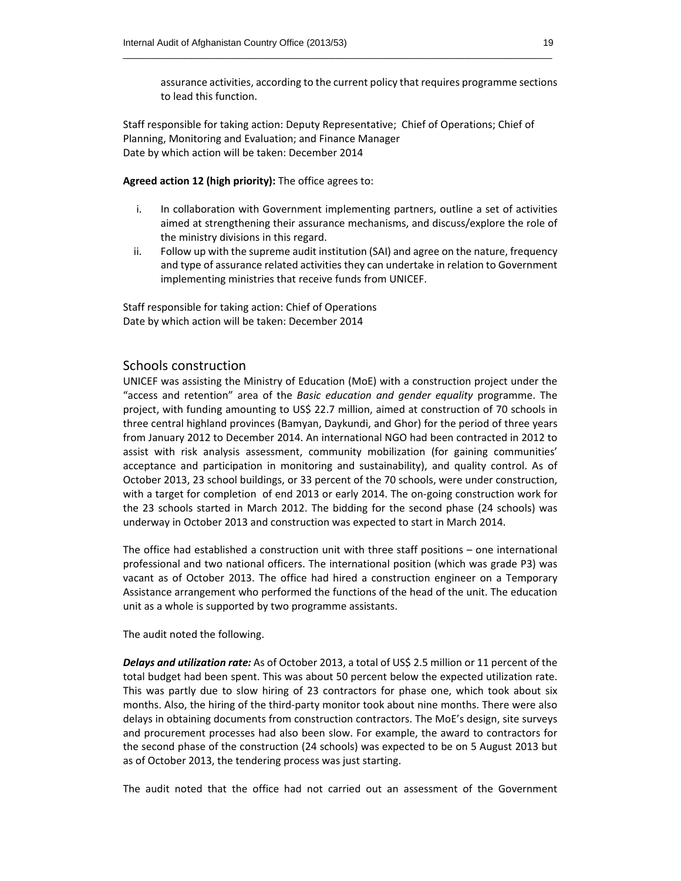assurance activities, according to the current policy that requires programme sections to lead this function.

Staff responsible for taking action: Deputy Representative; Chief of Operations; Chief of Planning, Monitoring and Evaluation; and Finance Manager
Date by which action will be taken: December 2014

**Agreed action 12 (high priority):** The office agrees to:

i. In collaboration with Government implementing partners, outline a set of activities aimed at strengthening their assurance mechanisms, and discuss/explore the role of the ministry divisions in this regard.
ii. Follow up with the supreme audit institution (SAI) and agree on the nature, frequency and type of assurance related activities they can undertake in relation to Government implementing ministries that receive funds from UNICEF.

Staff responsible for taking action: Chief of Operations
Date by which action will be taken: December 2014

## Schools construction

UNICEF was assisting the Ministry of Education (MoE) with a construction project under the "access and retention" area of the *Basic education and gender equality* programme. The project, with funding amounting to US$ 22.7 million, aimed at construction of 70 schools in three central highland provinces (Bamyan, Daykundi, and Ghor) for the period of three years from January 2012 to December 2014. An international NGO had been contracted in 2012 to assist with risk analysis assessment, community mobilization (for gaining communities' acceptance and participation in monitoring and sustainability), and quality control. As of October 2013, 23 school buildings, or 33 percent of the 70 schools, were under construction, with a target for completion of end 2013 or early 2014. The on-going construction work for the 23 schools started in March 2012. The bidding for the second phase (24 schools) was underway in October 2013 and construction was expected to start in March 2014.

The office had established a construction unit with three staff positions – one international professional and two national officers. The international position (which was grade P3) was vacant as of October 2013. The office had hired a construction engineer on a Temporary Assistance arrangement who performed the functions of the head of the unit. The education unit as a whole is supported by two programme assistants.

The audit noted the following.

***Delays and utilization rate:*** As of October 2013, a total of US$ 2.5 million or 11 percent of the total budget had been spent. This was about 50 percent below the expected utilization rate. This was partly due to slow hiring of 23 contractors for phase one, which took about six months. Also, the hiring of the third-party monitor took about nine months. There were also delays in obtaining documents from construction contractors. The MoE's design, site surveys and procurement processes had also been slow. For example, the award to contractors for the second phase of the construction (24 schools) was expected to be on 5 August 2013 but as of October 2013, the tendering process was just starting.

The audit noted that the office had not carried out an assessment of the Government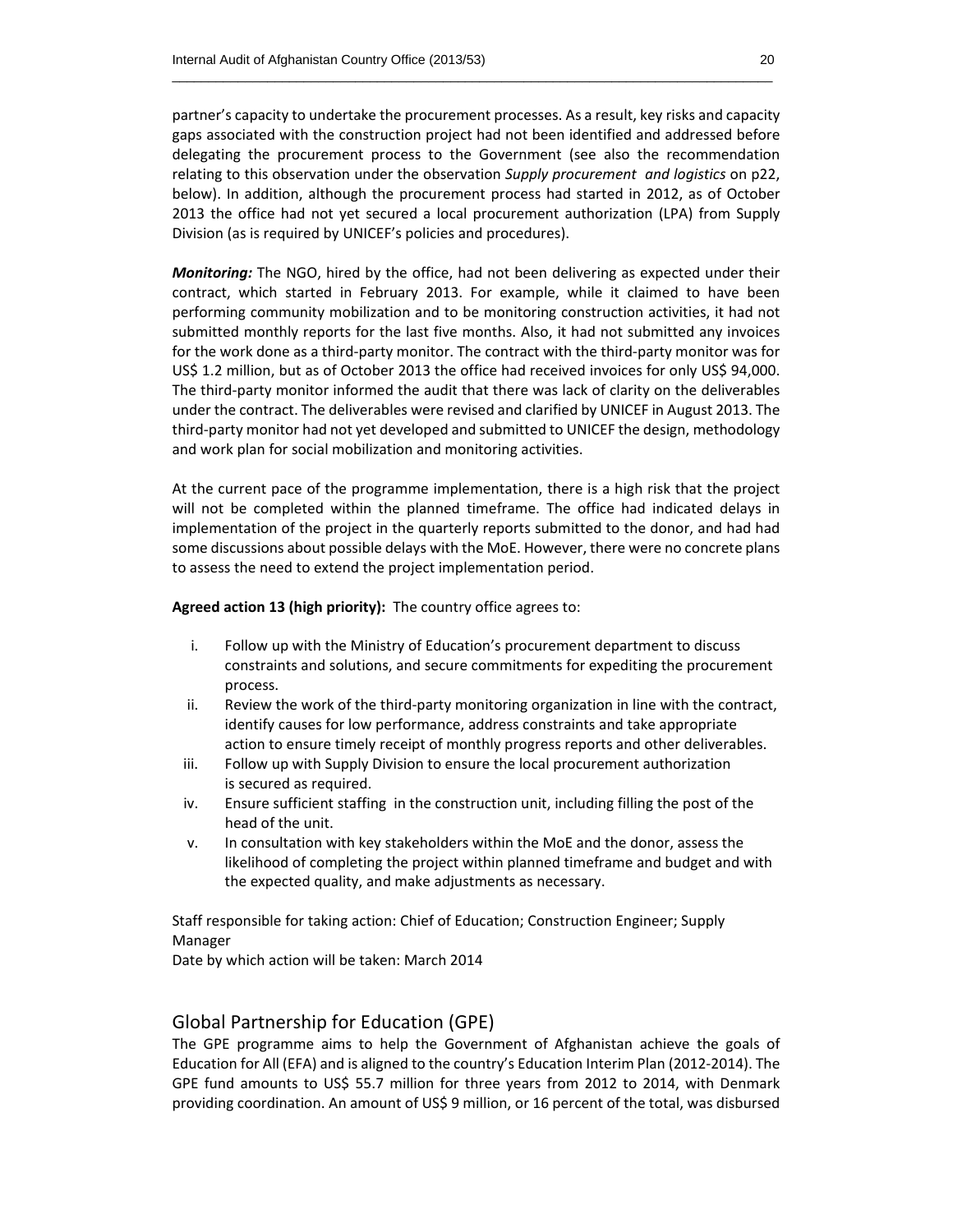partner's capacity to undertake the procurement processes. As a result, key risks and capacity gaps associated with the construction project had not been identified and addressed before delegating the procurement process to the Government (see also the recommendation relating to this observation under the observation *Supply procurement and logistics* on p22, below). In addition, although the procurement process had started in 2012, as of October 2013 the office had not yet secured a local procurement authorization (LPA) from Supply Division (as is required by UNICEF's policies and procedures).

***Monitoring:*** The NGO, hired by the office, had not been delivering as expected under their contract, which started in February 2013. For example, while it claimed to have been performing community mobilization and to be monitoring construction activities, it had not submitted monthly reports for the last five months. Also, it had not submitted any invoices for the work done as a third-party monitor. The contract with the third-party monitor was for US$ 1.2 million, but as of October 2013 the office had received invoices for only US$ 94,000. The third-party monitor informed the audit that there was lack of clarity on the deliverables under the contract. The deliverables were revised and clarified by UNICEF in August 2013. The third-party monitor had not yet developed and submitted to UNICEF the design, methodology and work plan for social mobilization and monitoring activities.

At the current pace of the programme implementation, there is a high risk that the project will not be completed within the planned timeframe. The office had indicated delays in implementation of the project in the quarterly reports submitted to the donor, and had had some discussions about possible delays with the MoE. However, there were no concrete plans to assess the need to extend the project implementation period.

**Agreed action 13 (high priority):** The country office agrees to:

i. Follow up with the Ministry of Education's procurement department to discuss constraints and solutions, and secure commitments for expediting the procurement process.
ii. Review the work of the third-party monitoring organization in line with the contract, identify causes for low performance, address constraints and take appropriate action to ensure timely receipt of monthly progress reports and other deliverables.
iii. Follow up with Supply Division to ensure the local procurement authorization is secured as required.
iv. Ensure sufficient staffing in the construction unit, including filling the post of the head of the unit.
v. In consultation with key stakeholders within the MoE and the donor, assess the likelihood of completing the project within planned timeframe and budget and with the expected quality, and make adjustments as necessary.

Staff responsible for taking action: Chief of Education; Construction Engineer; Supply Manager
Date by which action will be taken: March 2014

## Global Partnership for Education (GPE)

The GPE programme aims to help the Government of Afghanistan achieve the goals of Education for All (EFA) and is aligned to the country's Education Interim Plan (2012-2014). The GPE fund amounts to US$ 55.7 million for three years from 2012 to 2014, with Denmark providing coordination. An amount of US$ 9 million, or 16 percent of the total, was disbursed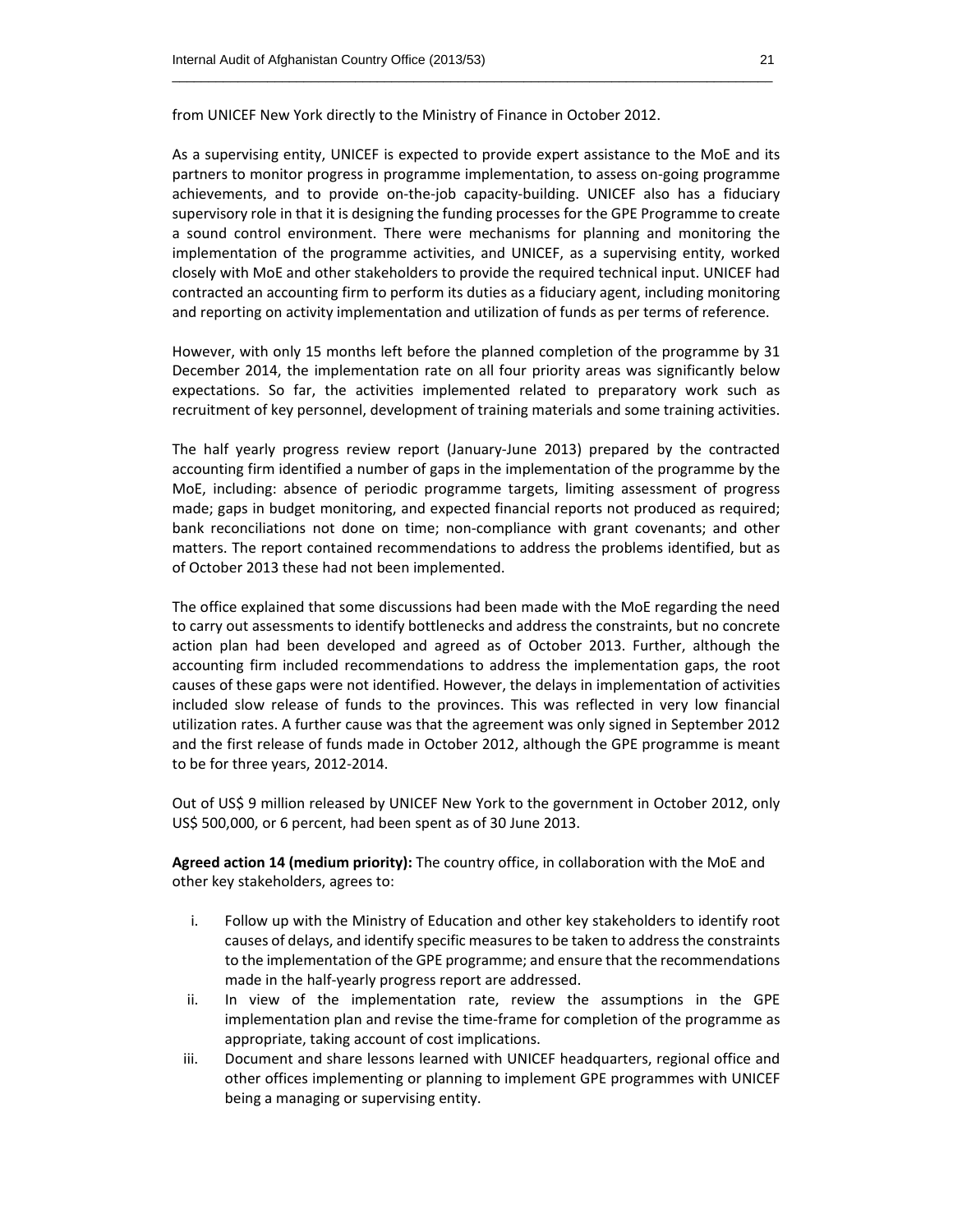from UNICEF New York directly to the Ministry of Finance in October 2012.

As a supervising entity, UNICEF is expected to provide expert assistance to the MoE and its partners to monitor progress in programme implementation, to assess on-going programme achievements, and to provide on-the-job capacity-building. UNICEF also has a fiduciary supervisory role in that it is designing the funding processes for the GPE Programme to create a sound control environment. There were mechanisms for planning and monitoring the implementation of the programme activities, and UNICEF, as a supervising entity, worked closely with MoE and other stakeholders to provide the required technical input. UNICEF had contracted an accounting firm to perform its duties as a fiduciary agent, including monitoring and reporting on activity implementation and utilization of funds as per terms of reference.

However, with only 15 months left before the planned completion of the programme by 31 December 2014, the implementation rate on all four priority areas was significantly below expectations. So far, the activities implemented related to preparatory work such as recruitment of key personnel, development of training materials and some training activities.

The half yearly progress review report (January-June 2013) prepared by the contracted accounting firm identified a number of gaps in the implementation of the programme by the MoE, including: absence of periodic programme targets, limiting assessment of progress made; gaps in budget monitoring, and expected financial reports not produced as required; bank reconciliations not done on time; non-compliance with grant covenants; and other matters. The report contained recommendations to address the problems identified, but as of October 2013 these had not been implemented.

The office explained that some discussions had been made with the MoE regarding the need to carry out assessments to identify bottlenecks and address the constraints, but no concrete action plan had been developed and agreed as of October 2013. Further, although the accounting firm included recommendations to address the implementation gaps, the root causes of these gaps were not identified. However, the delays in implementation of activities included slow release of funds to the provinces. This was reflected in very low financial utilization rates. A further cause was that the agreement was only signed in September 2012 and the first release of funds made in October 2012, although the GPE programme is meant to be for three years, 2012-2014.

Out of US$ 9 million released by UNICEF New York to the government in October 2012, only US$ 500,000, or 6 percent, had been spent as of 30 June 2013.

**Agreed action 14 (medium priority):** The country office, in collaboration with the MoE and other key stakeholders, agrees to:

i. Follow up with the Ministry of Education and other key stakeholders to identify root causes of delays, and identify specific measures to be taken to address the constraints to the implementation of the GPE programme; and ensure that the recommendations made in the half-yearly progress report are addressed.
ii. In view of the implementation rate, review the assumptions in the GPE implementation plan and revise the time-frame for completion of the programme as appropriate, taking account of cost implications.
iii. Document and share lessons learned with UNICEF headquarters, regional office and other offices implementing or planning to implement GPE programmes with UNICEF being a managing or supervising entity.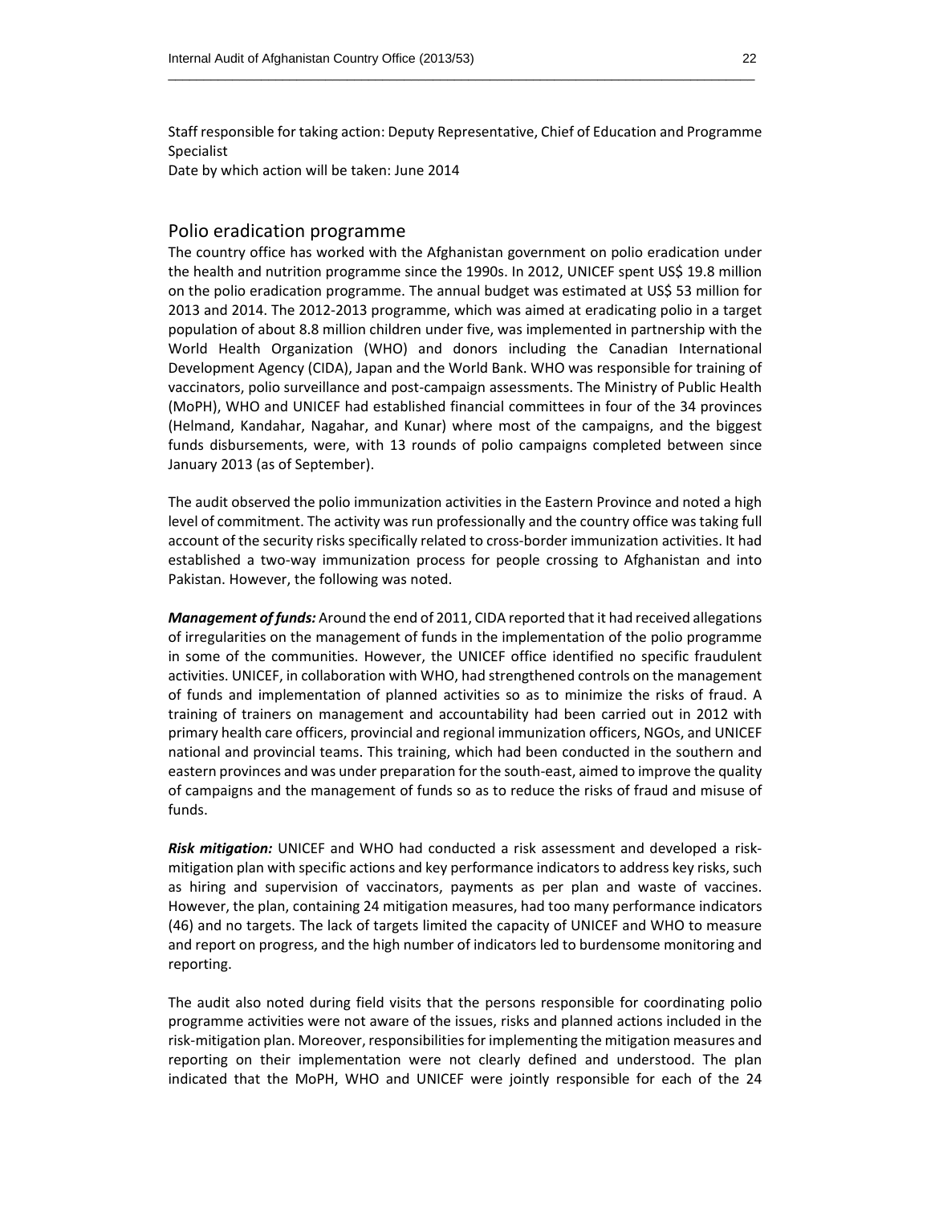Staff responsible for taking action: Deputy Representative, Chief of Education and Programme Specialist
Date by which action will be taken: June 2014

## Polio eradication programme

The country office has worked with the Afghanistan government on polio eradication under the health and nutrition programme since the 1990s. In 2012, UNICEF spent US$ 19.8 million on the polio eradication programme. The annual budget was estimated at US$ 53 million for 2013 and 2014. The 2012-2013 programme, which was aimed at eradicating polio in a target population of about 8.8 million children under five, was implemented in partnership with the World Health Organization (WHO) and donors including the Canadian International Development Agency (CIDA), Japan and the World Bank. WHO was responsible for training of vaccinators, polio surveillance and post-campaign assessments. The Ministry of Public Health (MoPH), WHO and UNICEF had established financial committees in four of the 34 provinces (Helmand, Kandahar, Nagahar, and Kunar) where most of the campaigns, and the biggest funds disbursements, were, with 13 rounds of polio campaigns completed between since January 2013 (as of September).

The audit observed the polio immunization activities in the Eastern Province and noted a high level of commitment. The activity was run professionally and the country office was taking full account of the security risks specifically related to cross-border immunization activities. It had established a two-way immunization process for people crossing to Afghanistan and into Pakistan. However, the following was noted.

***Management of funds:*** Around the end of 2011, CIDA reported that it had received allegations of irregularities on the management of funds in the implementation of the polio programme in some of the communities. However, the UNICEF office identified no specific fraudulent activities. UNICEF, in collaboration with WHO, had strengthened controls on the management of funds and implementation of planned activities so as to minimize the risks of fraud. A training of trainers on management and accountability had been carried out in 2012 with primary health care officers, provincial and regional immunization officers, NGOs, and UNICEF national and provincial teams. This training, which had been conducted in the southern and eastern provinces and was under preparation for the south-east, aimed to improve the quality of campaigns and the management of funds so as to reduce the risks of fraud and misuse of funds.

***Risk mitigation:*** UNICEF and WHO had conducted a risk assessment and developed a risk-mitigation plan with specific actions and key performance indicators to address key risks, such as hiring and supervision of vaccinators, payments as per plan and waste of vaccines. However, the plan, containing 24 mitigation measures, had too many performance indicators (46) and no targets. The lack of targets limited the capacity of UNICEF and WHO to measure and report on progress, and the high number of indicators led to burdensome monitoring and reporting.

The audit also noted during field visits that the persons responsible for coordinating polio programme activities were not aware of the issues, risks and planned actions included in the risk-mitigation plan. Moreover, responsibilities for implementing the mitigation measures and reporting on their implementation were not clearly defined and understood. The plan indicated that the MoPH, WHO and UNICEF were jointly responsible for each of the 24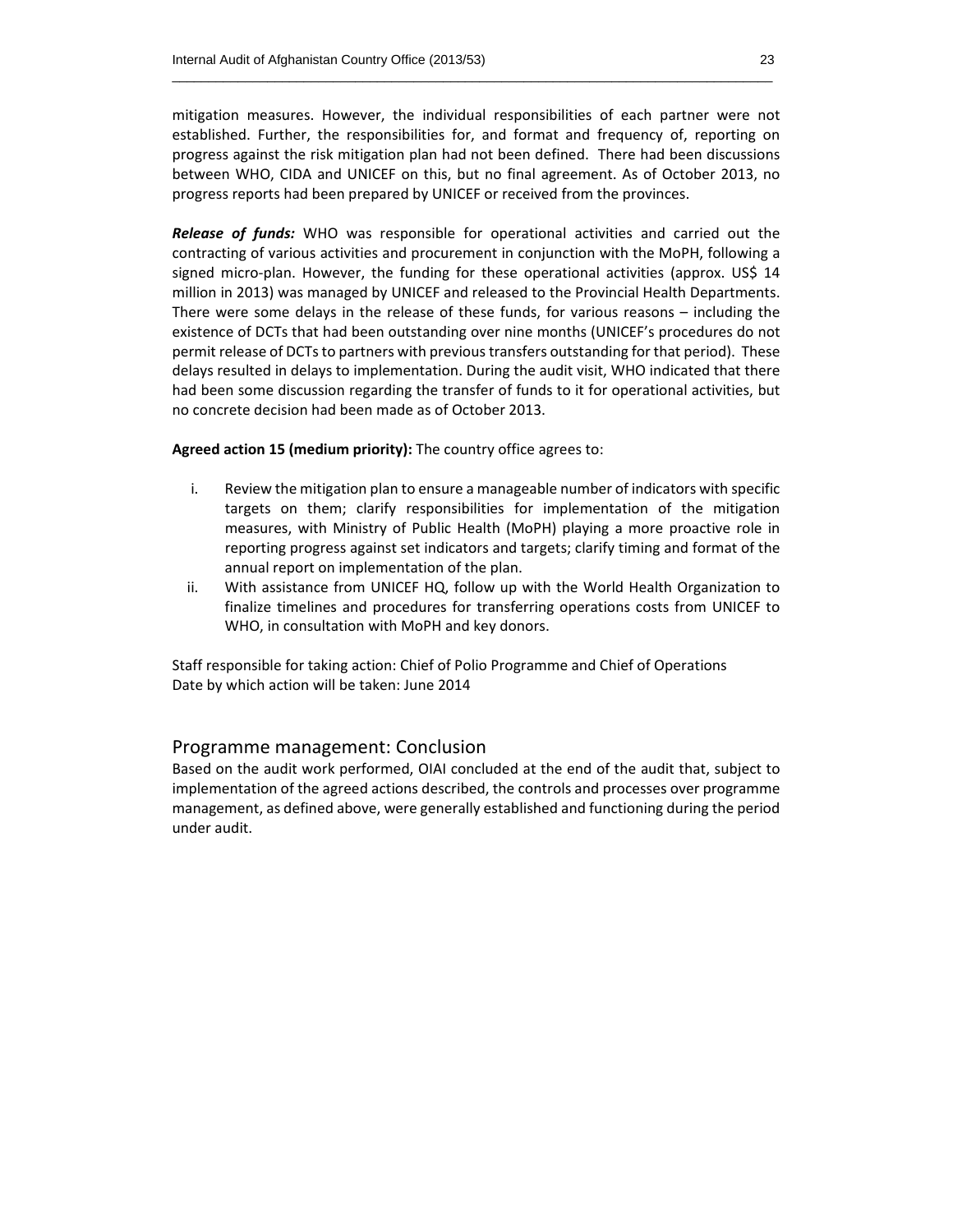mitigation measures. However, the individual responsibilities of each partner were not established. Further, the responsibilities for, and format and frequency of, reporting on progress against the risk mitigation plan had not been defined. There had been discussions between WHO, CIDA and UNICEF on this, but no final agreement. As of October 2013, no progress reports had been prepared by UNICEF or received from the provinces.

***Release of funds:*** WHO was responsible for operational activities and carried out the contracting of various activities and procurement in conjunction with the MoPH, following a signed micro-plan. However, the funding for these operational activities (approx. US$ 14 million in 2013) was managed by UNICEF and released to the Provincial Health Departments. There were some delays in the release of these funds, for various reasons – including the existence of DCTs that had been outstanding over nine months (UNICEF's procedures do not permit release of DCTs to partners with previous transfers outstanding for that period). These delays resulted in delays to implementation. During the audit visit, WHO indicated that there had been some discussion regarding the transfer of funds to it for operational activities, but no concrete decision had been made as of October 2013.

**Agreed action 15 (medium priority):** The country office agrees to:

i. Review the mitigation plan to ensure a manageable number of indicators with specific targets on them; clarify responsibilities for implementation of the mitigation measures, with Ministry of Public Health (MoPH) playing a more proactive role in reporting progress against set indicators and targets; clarify timing and format of the annual report on implementation of the plan.
ii. With assistance from UNICEF HQ, follow up with the World Health Organization to finalize timelines and procedures for transferring operations costs from UNICEF to WHO, in consultation with MoPH and key donors.

Staff responsible for taking action: Chief of Polio Programme and Chief of Operations
Date by which action will be taken: June 2014

## Programme management: Conclusion

Based on the audit work performed, OIAI concluded at the end of the audit that, subject to implementation of the agreed actions described, the controls and processes over programme management, as defined above, were generally established and functioning during the period under audit.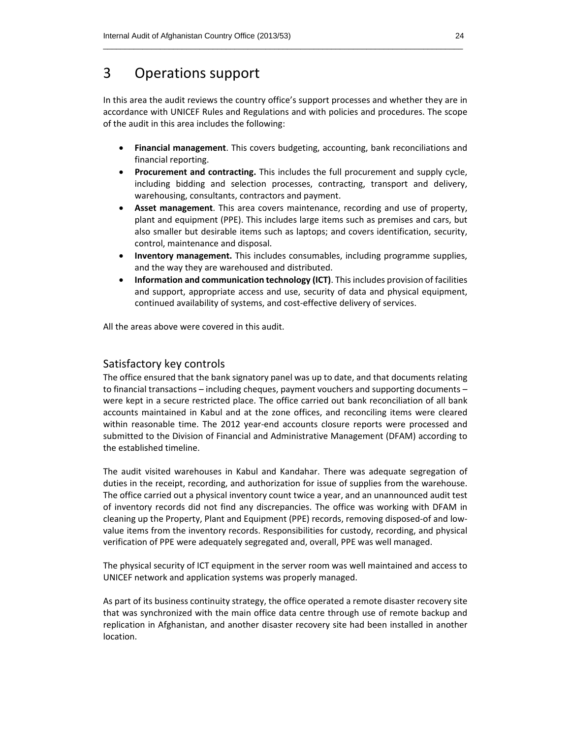# 3 Operations support

In this area the audit reviews the country office's support processes and whether they are in accordance with UNICEF Rules and Regulations and with policies and procedures. The scope of the audit in this area includes the following:

- **Financial management**. This covers budgeting, accounting, bank reconciliations and financial reporting.
- **Procurement and contracting.** This includes the full procurement and supply cycle, including bidding and selection processes, contracting, transport and delivery, warehousing, consultants, contractors and payment.
- **Asset management**. This area covers maintenance, recording and use of property, plant and equipment (PPE). This includes large items such as premises and cars, but also smaller but desirable items such as laptops; and covers identification, security, control, maintenance and disposal.
- **Inventory management.** This includes consumables, including programme supplies, and the way they are warehoused and distributed.
- **Information and communication technology (ICT)**. This includes provision of facilities and support, appropriate access and use, security of data and physical equipment, continued availability of systems, and cost-effective delivery of services.

All the areas above were covered in this audit.

## Satisfactory key controls

The office ensured that the bank signatory panel was up to date, and that documents relating to financial transactions – including cheques, payment vouchers and supporting documents – were kept in a secure restricted place. The office carried out bank reconciliation of all bank accounts maintained in Kabul and at the zone offices, and reconciling items were cleared within reasonable time. The 2012 year-end accounts closure reports were processed and submitted to the Division of Financial and Administrative Management (DFAM) according to the established timeline.

The audit visited warehouses in Kabul and Kandahar. There was adequate segregation of duties in the receipt, recording, and authorization for issue of supplies from the warehouse. The office carried out a physical inventory count twice a year, and an unannounced audit test of inventory records did not find any discrepancies. The office was working with DFAM in cleaning up the Property, Plant and Equipment (PPE) records, removing disposed-of and low-value items from the inventory records. Responsibilities for custody, recording, and physical verification of PPE were adequately segregated and, overall, PPE was well managed.

The physical security of ICT equipment in the server room was well maintained and access to UNICEF network and application systems was properly managed.

As part of its business continuity strategy, the office operated a remote disaster recovery site that was synchronized with the main office data centre through use of remote backup and replication in Afghanistan, and another disaster recovery site had been installed in another location.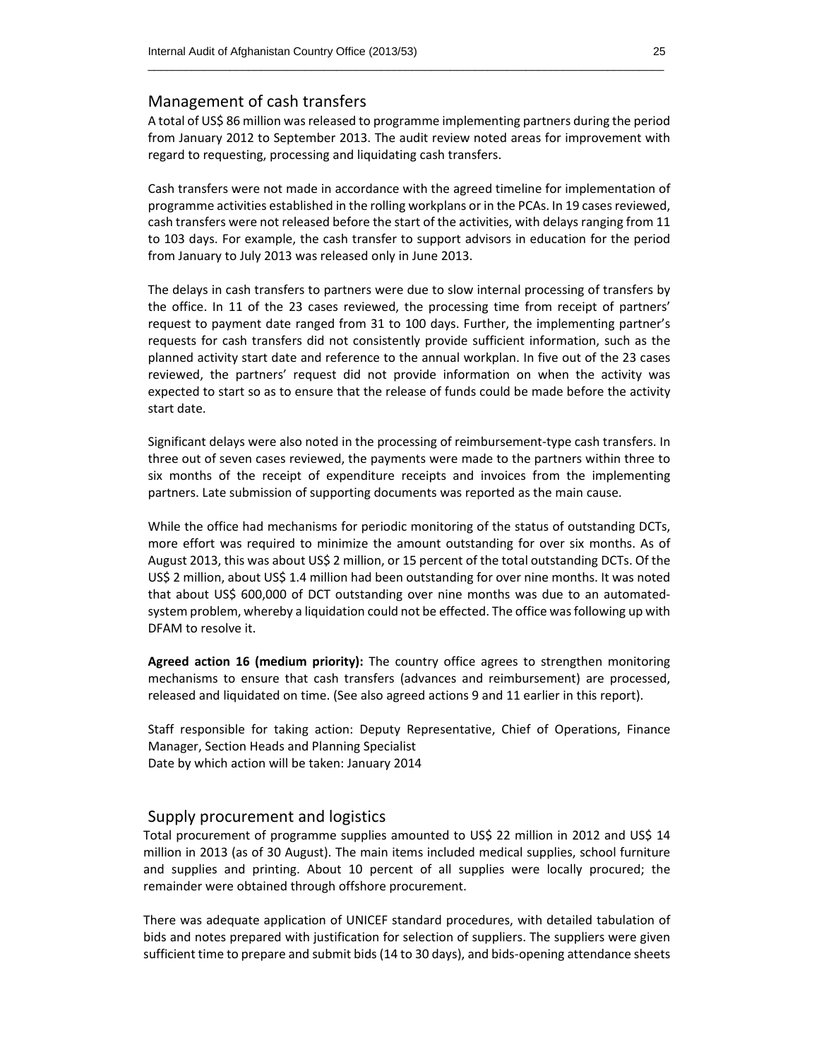## Management of cash transfers

A total of US$ 86 million was released to programme implementing partners during the period from January 2012 to September 2013. The audit review noted areas for improvement with regard to requesting, processing and liquidating cash transfers.

Cash transfers were not made in accordance with the agreed timeline for implementation of programme activities established in the rolling workplans or in the PCAs. In 19 cases reviewed, cash transfers were not released before the start of the activities, with delays ranging from 11 to 103 days. For example, the cash transfer to support advisors in education for the period from January to July 2013 was released only in June 2013.

The delays in cash transfers to partners were due to slow internal processing of transfers by the office. In 11 of the 23 cases reviewed, the processing time from receipt of partners' request to payment date ranged from 31 to 100 days. Further, the implementing partner's requests for cash transfers did not consistently provide sufficient information, such as the planned activity start date and reference to the annual workplan. In five out of the 23 cases reviewed, the partners' request did not provide information on when the activity was expected to start so as to ensure that the release of funds could be made before the activity start date.

Significant delays were also noted in the processing of reimbursement-type cash transfers. In three out of seven cases reviewed, the payments were made to the partners within three to six months of the receipt of expenditure receipts and invoices from the implementing partners. Late submission of supporting documents was reported as the main cause.

While the office had mechanisms for periodic monitoring of the status of outstanding DCTs, more effort was required to minimize the amount outstanding for over six months. As of August 2013, this was about US$ 2 million, or 15 percent of the total outstanding DCTs. Of the US$ 2 million, about US$ 1.4 million had been outstanding for over nine months. It was noted that about US$ 600,000 of DCT outstanding over nine months was due to an automated-system problem, whereby a liquidation could not be effected. The office was following up with DFAM to resolve it.

**Agreed action 16 (medium priority):** The country office agrees to strengthen monitoring mechanisms to ensure that cash transfers (advances and reimbursement) are processed, released and liquidated on time. (See also agreed actions 9 and 11 earlier in this report).

Staff responsible for taking action: Deputy Representative, Chief of Operations, Finance Manager, Section Heads and Planning Specialist
Date by which action will be taken: January 2014

## Supply procurement and logistics

Total procurement of programme supplies amounted to US$ 22 million in 2012 and US$ 14 million in 2013 (as of 30 August). The main items included medical supplies, school furniture and supplies and printing. About 10 percent of all supplies were locally procured; the remainder were obtained through offshore procurement.

There was adequate application of UNICEF standard procedures, with detailed tabulation of bids and notes prepared with justification for selection of suppliers. The suppliers were given sufficient time to prepare and submit bids (14 to 30 days), and bids-opening attendance sheets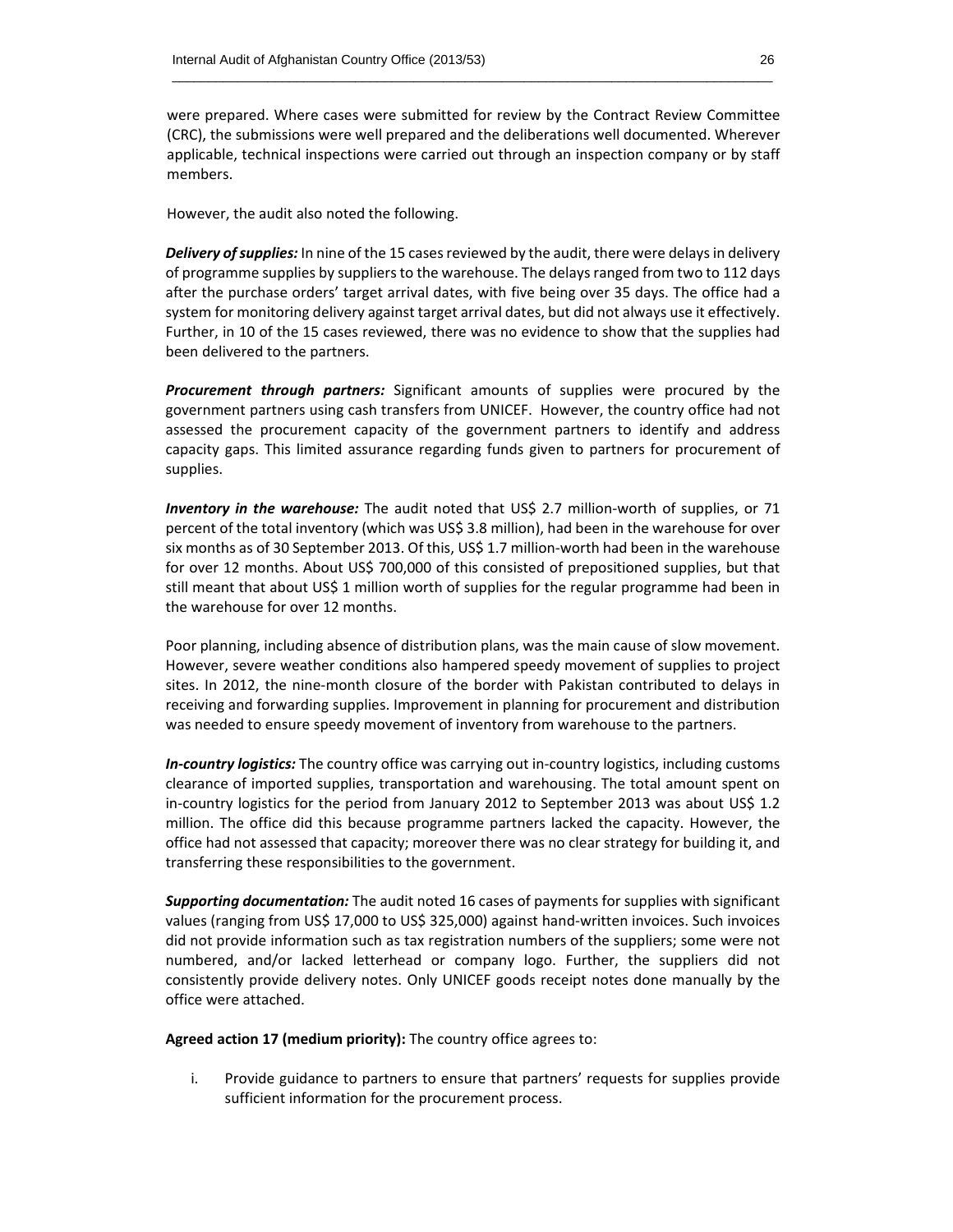were prepared. Where cases were submitted for review by the Contract Review Committee (CRC), the submissions were well prepared and the deliberations well documented. Wherever applicable, technical inspections were carried out through an inspection company or by staff members.

However, the audit also noted the following.

***Delivery of supplies:*** In nine of the 15 cases reviewed by the audit, there were delays in delivery of programme supplies by suppliers to the warehouse. The delays ranged from two to 112 days after the purchase orders' target arrival dates, with five being over 35 days. The office had a system for monitoring delivery against target arrival dates, but did not always use it effectively. Further, in 10 of the 15 cases reviewed, there was no evidence to show that the supplies had been delivered to the partners.

***Procurement through partners:*** Significant amounts of supplies were procured by the government partners using cash transfers from UNICEF. However, the country office had not assessed the procurement capacity of the government partners to identify and address capacity gaps. This limited assurance regarding funds given to partners for procurement of supplies.

***Inventory in the warehouse:*** The audit noted that US$ 2.7 million-worth of supplies, or 71 percent of the total inventory (which was US$ 3.8 million), had been in the warehouse for over six months as of 30 September 2013. Of this, US$ 1.7 million-worth had been in the warehouse for over 12 months. About US$ 700,000 of this consisted of prepositioned supplies, but that still meant that about US$ 1 million worth of supplies for the regular programme had been in the warehouse for over 12 months.

Poor planning, including absence of distribution plans, was the main cause of slow movement. However, severe weather conditions also hampered speedy movement of supplies to project sites. In 2012, the nine-month closure of the border with Pakistan contributed to delays in receiving and forwarding supplies. Improvement in planning for procurement and distribution was needed to ensure speedy movement of inventory from warehouse to the partners.

***In-country logistics:*** The country office was carrying out in-country logistics, including customs clearance of imported supplies, transportation and warehousing. The total amount spent on in-country logistics for the period from January 2012 to September 2013 was about US$ 1.2 million. The office did this because programme partners lacked the capacity. However, the office had not assessed that capacity; moreover there was no clear strategy for building it, and transferring these responsibilities to the government.

***Supporting documentation:*** The audit noted 16 cases of payments for supplies with significant values (ranging from US$ 17,000 to US$ 325,000) against hand-written invoices. Such invoices did not provide information such as tax registration numbers of the suppliers; some were not numbered, and/or lacked letterhead or company logo. Further, the suppliers did not consistently provide delivery notes. Only UNICEF goods receipt notes done manually by the office were attached.

**Agreed action 17 (medium priority):** The country office agrees to:

i. Provide guidance to partners to ensure that partners' requests for supplies provide sufficient information for the procurement process.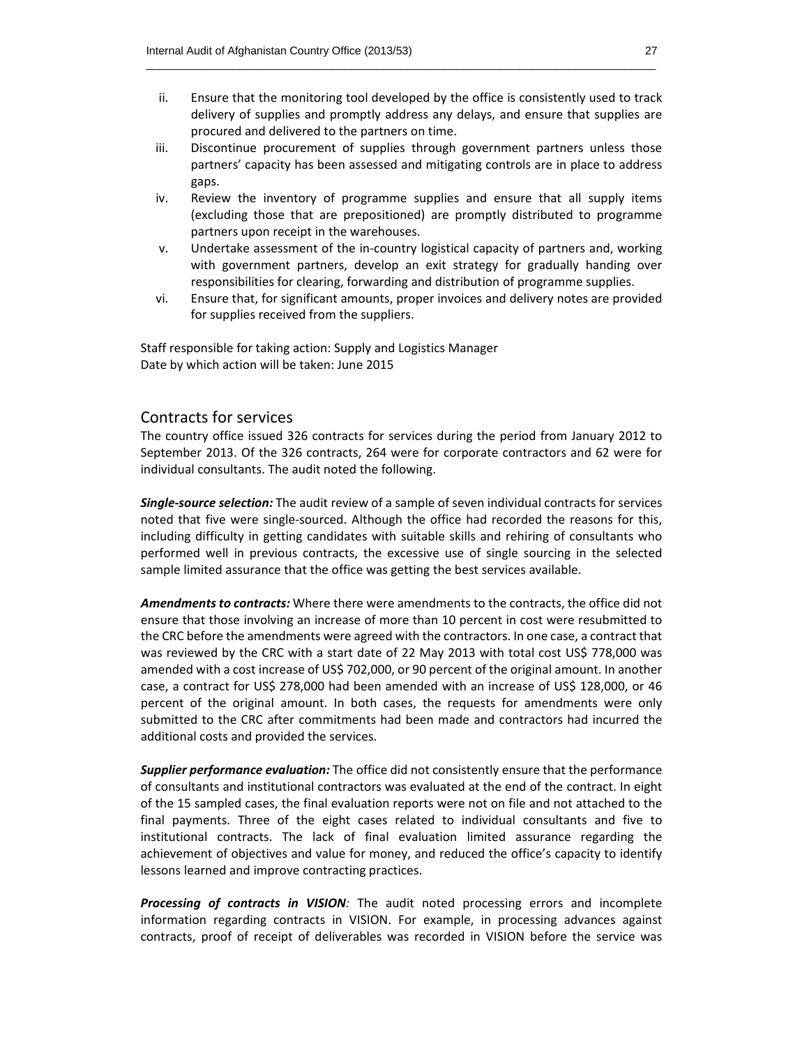ii. Ensure that the monitoring tool developed by the office is consistently used to track delivery of supplies and promptly address any delays, and ensure that supplies are procured and delivered to the partners on time.
iii. Discontinue procurement of supplies through government partners unless those partners' capacity has been assessed and mitigating controls are in place to address gaps.
iv. Review the inventory of programme supplies and ensure that all supply items (excluding those that are prepositioned) are promptly distributed to programme partners upon receipt in the warehouses.
v. Undertake assessment of the in-country logistical capacity of partners and, working with government partners, develop an exit strategy for gradually handing over responsibilities for clearing, forwarding and distribution of programme supplies.
vi. Ensure that, for significant amounts, proper invoices and delivery notes are provided for supplies received from the suppliers.

Staff responsible for taking action: Supply and Logistics Manager
Date by which action will be taken: June 2015

## Contracts for services

The country office issued 326 contracts for services during the period from January 2012 to September 2013. Of the 326 contracts, 264 were for corporate contractors and 62 were for individual consultants. The audit noted the following.

***Single-source selection:*** The audit review of a sample of seven individual contracts for services noted that five were single-sourced. Although the office had recorded the reasons for this, including difficulty in getting candidates with suitable skills and rehiring of consultants who performed well in previous contracts, the excessive use of single sourcing in the selected sample limited assurance that the office was getting the best services available.

***Amendments to contracts:*** Where there were amendments to the contracts, the office did not ensure that those involving an increase of more than 10 percent in cost were resubmitted to the CRC before the amendments were agreed with the contractors. In one case, a contract that was reviewed by the CRC with a start date of 22 May 2013 with total cost US$ 778,000 was amended with a cost increase of US$ 702,000, or 90 percent of the original amount. In another case, a contract for US$ 278,000 had been amended with an increase of US$ 128,000, or 46 percent of the original amount. In both cases, the requests for amendments were only submitted to the CRC after commitments had been made and contractors had incurred the additional costs and provided the services.

***Supplier performance evaluation:*** The office did not consistently ensure that the performance of consultants and institutional contractors was evaluated at the end of the contract. In eight of the 15 sampled cases, the final evaluation reports were not on file and not attached to the final payments. Three of the eight cases related to individual consultants and five to institutional contracts. The lack of final evaluation limited assurance regarding the achievement of objectives and value for money, and reduced the office's capacity to identify lessons learned and improve contracting practices.

***Processing of contracts in VISION:*** The audit noted processing errors and incomplete information regarding contracts in VISION. For example, in processing advances against contracts, proof of receipt of deliverables was recorded in VISION before the service was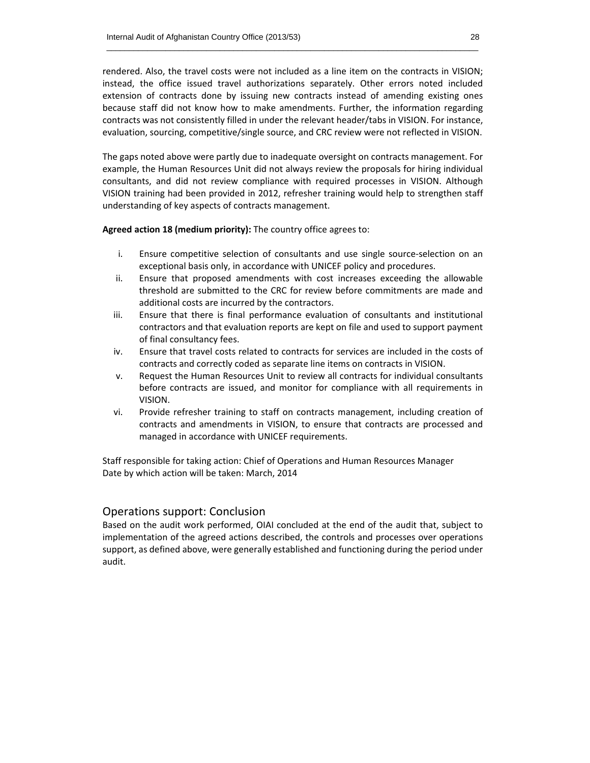rendered. Also, the travel costs were not included as a line item on the contracts in VISION; instead, the office issued travel authorizations separately. Other errors noted included extension of contracts done by issuing new contracts instead of amending existing ones because staff did not know how to make amendments. Further, the information regarding contracts was not consistently filled in under the relevant header/tabs in VISION. For instance, evaluation, sourcing, competitive/single source, and CRC review were not reflected in VISION.

The gaps noted above were partly due to inadequate oversight on contracts management. For example, the Human Resources Unit did not always review the proposals for hiring individual consultants, and did not review compliance with required processes in VISION. Although VISION training had been provided in 2012, refresher training would help to strengthen staff understanding of key aspects of contracts management.

**Agreed action 18 (medium priority):** The country office agrees to:

i. Ensure competitive selection of consultants and use single source-selection on an exceptional basis only, in accordance with UNICEF policy and procedures.
ii. Ensure that proposed amendments with cost increases exceeding the allowable threshold are submitted to the CRC for review before commitments are made and additional costs are incurred by the contractors.
iii. Ensure that there is final performance evaluation of consultants and institutional contractors and that evaluation reports are kept on file and used to support payment of final consultancy fees.
iv. Ensure that travel costs related to contracts for services are included in the costs of contracts and correctly coded as separate line items on contracts in VISION.
v. Request the Human Resources Unit to review all contracts for individual consultants before contracts are issued, and monitor for compliance with all requirements in VISION.
vi. Provide refresher training to staff on contracts management, including creation of contracts and amendments in VISION, to ensure that contracts are processed and managed in accordance with UNICEF requirements.

Staff responsible for taking action: Chief of Operations and Human Resources Manager
Date by which action will be taken: March, 2014

## Operations support: Conclusion

Based on the audit work performed, OIAI concluded at the end of the audit that, subject to implementation of the agreed actions described, the controls and processes over operations support, as defined above, were generally established and functioning during the period under audit.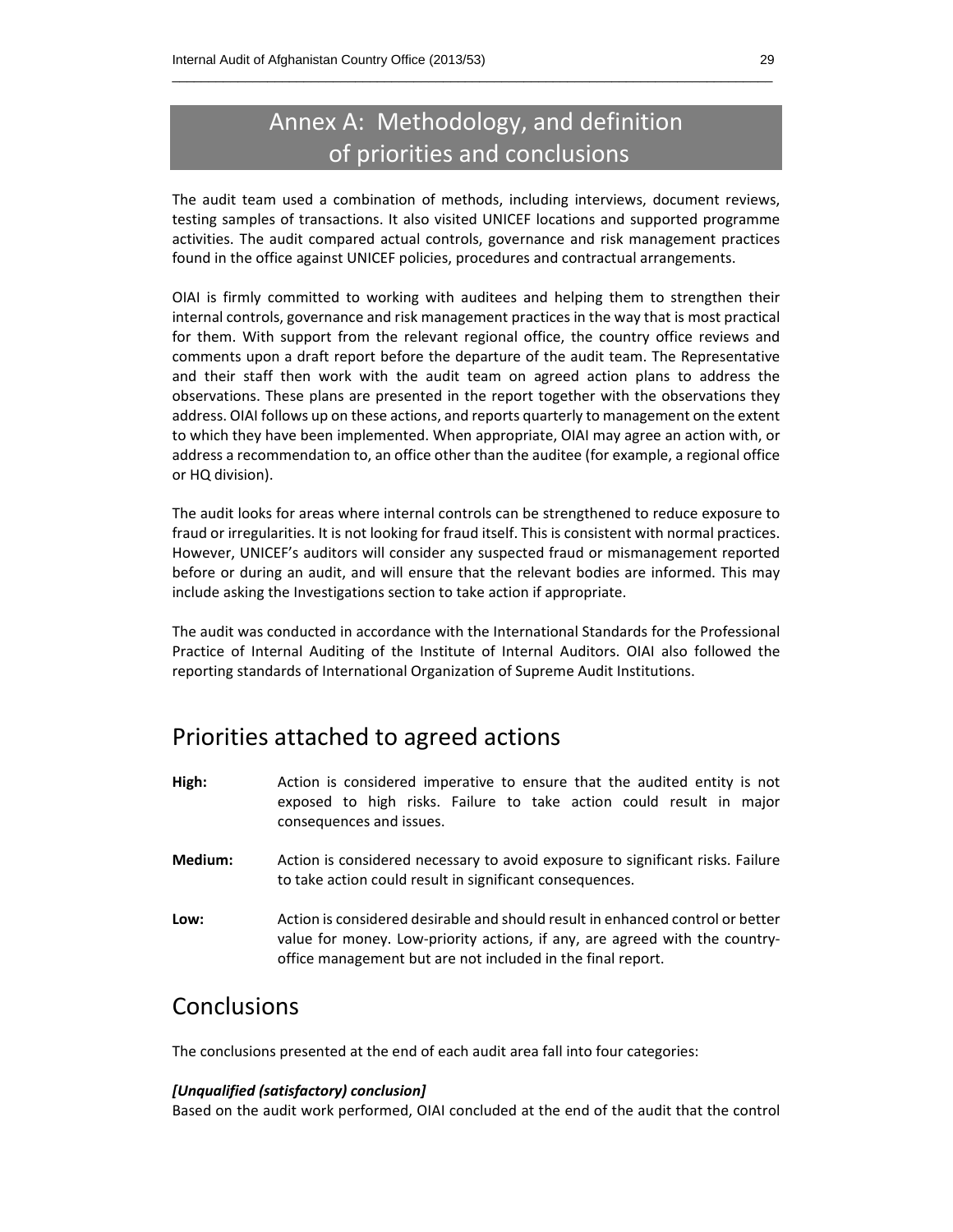# Annex A: Methodology, and definition of priorities and conclusions

The audit team used a combination of methods, including interviews, document reviews, testing samples of transactions. It also visited UNICEF locations and supported programme activities. The audit compared actual controls, governance and risk management practices found in the office against UNICEF policies, procedures and contractual arrangements.

OIAI is firmly committed to working with auditees and helping them to strengthen their internal controls, governance and risk management practices in the way that is most practical for them. With support from the relevant regional office, the country office reviews and comments upon a draft report before the departure of the audit team. The Representative and their staff then work with the audit team on agreed action plans to address the observations. These plans are presented in the report together with the observations they address. OIAI follows up on these actions, and reports quarterly to management on the extent to which they have been implemented. When appropriate, OIAI may agree an action with, or address a recommendation to, an office other than the auditee (for example, a regional office or HQ division).

The audit looks for areas where internal controls can be strengthened to reduce exposure to fraud or irregularities. It is not looking for fraud itself. This is consistent with normal practices. However, UNICEF's auditors will consider any suspected fraud or mismanagement reported before or during an audit, and will ensure that the relevant bodies are informed. This may include asking the Investigations section to take action if appropriate.

The audit was conducted in accordance with the International Standards for the Professional Practice of Internal Auditing of the Institute of Internal Auditors. OIAI also followed the reporting standards of International Organization of Supreme Audit Institutions.

## Priorities attached to agreed actions

**High:** Action is considered imperative to ensure that the audited entity is not exposed to high risks. Failure to take action could result in major consequences and issues.

**Medium:** Action is considered necessary to avoid exposure to significant risks. Failure to take action could result in significant consequences.

**Low:** Action is considered desirable and should result in enhanced control or better value for money. Low-priority actions, if any, are agreed with the country-office management but are not included in the final report.

## Conclusions

The conclusions presented at the end of each audit area fall into four categories:

***[Unqualified (satisfactory) conclusion]***

Based on the audit work performed, OIAI concluded at the end of the audit that the control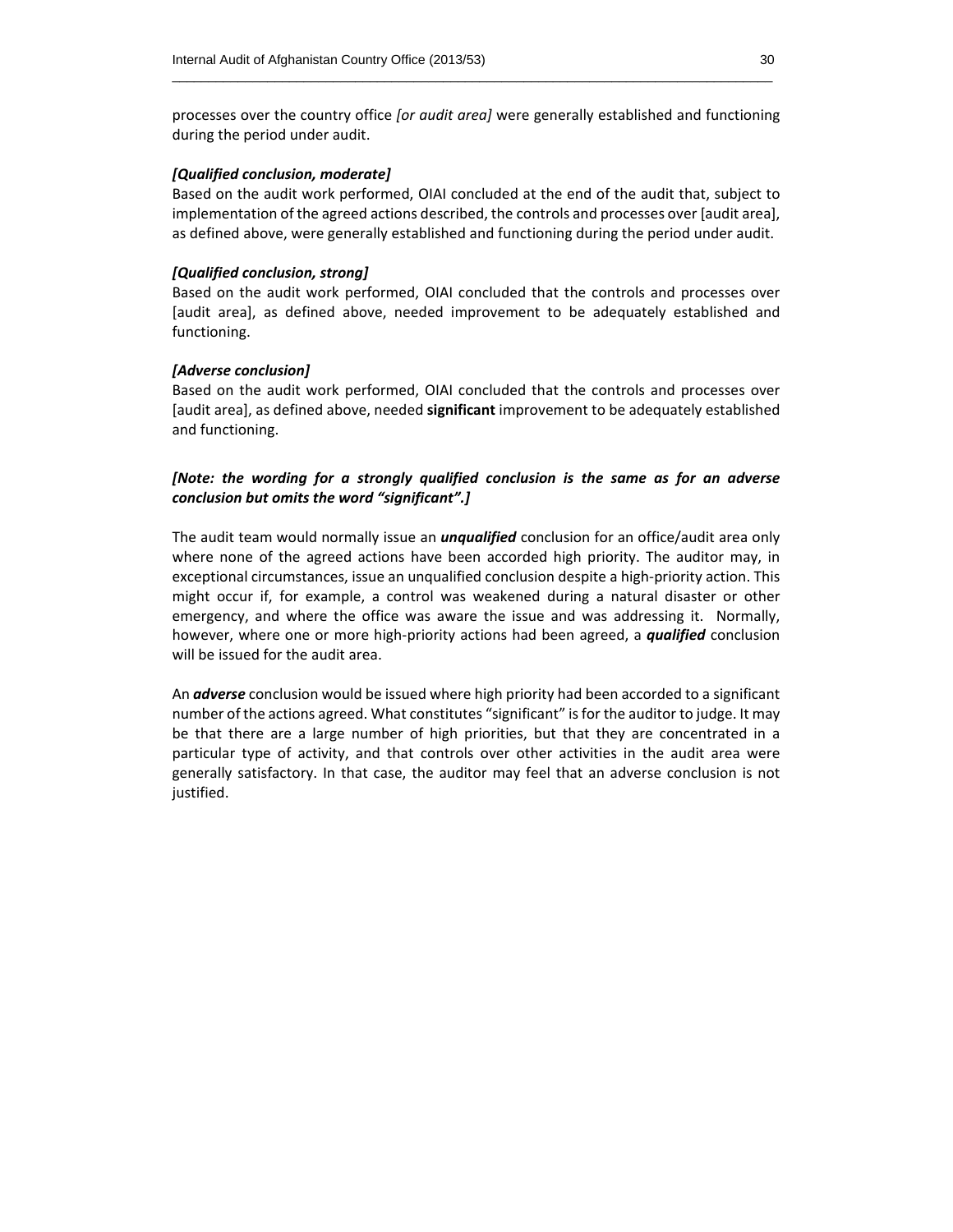processes over the country office *[or audit area]* were generally established and functioning during the period under audit.

***[Qualified conclusion, moderate]***
Based on the audit work performed, OIAI concluded at the end of the audit that, subject to implementation of the agreed actions described, the controls and processes over [audit area], as defined above, were generally established and functioning during the period under audit.

***[Qualified conclusion, strong]***
Based on the audit work performed, OIAI concluded that the controls and processes over [audit area], as defined above, needed improvement to be adequately established and functioning.

***[Adverse conclusion]***
Based on the audit work performed, OIAI concluded that the controls and processes over [audit area], as defined above, needed **significant** improvement to be adequately established and functioning.

***[Note: the wording for a strongly qualified conclusion is the same as for an adverse conclusion but omits the word "significant".]***

The audit team would normally issue an ***unqualified*** conclusion for an office/audit area only where none of the agreed actions have been accorded high priority. The auditor may, in exceptional circumstances, issue an unqualified conclusion despite a high-priority action. This might occur if, for example, a control was weakened during a natural disaster or other emergency, and where the office was aware the issue and was addressing it. Normally, however, where one or more high-priority actions had been agreed, a ***qualified*** conclusion will be issued for the audit area.

An ***adverse*** conclusion would be issued where high priority had been accorded to a significant number of the actions agreed. What constitutes "significant" is for the auditor to judge. It may be that there are a large number of high priorities, but that they are concentrated in a particular type of activity, and that controls over other activities in the audit area were generally satisfactory. In that case, the auditor may feel that an adverse conclusion is not justified.